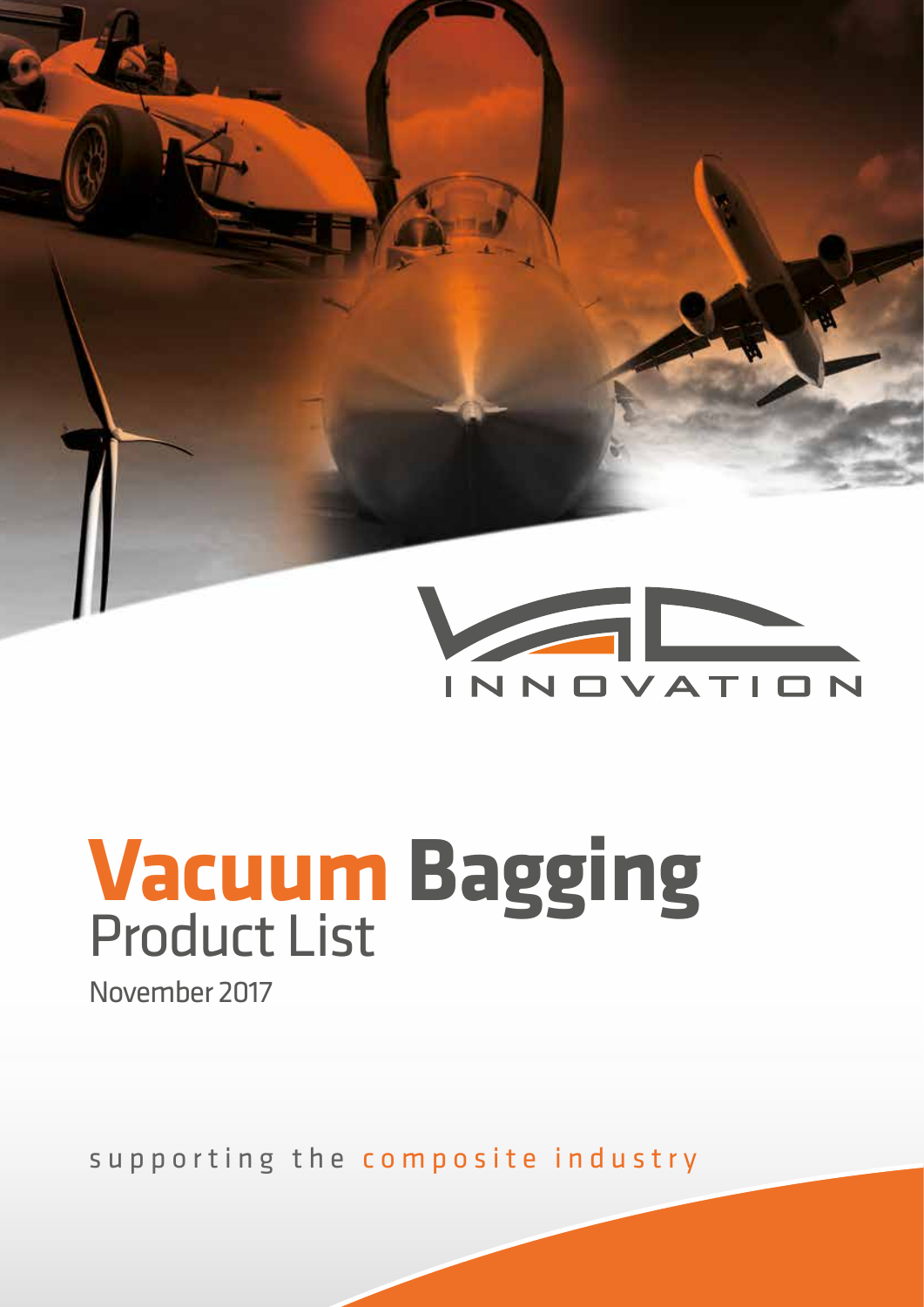INNOVATION

# Vacuum Bagging
## Product List

November 2017

supporting the composite industry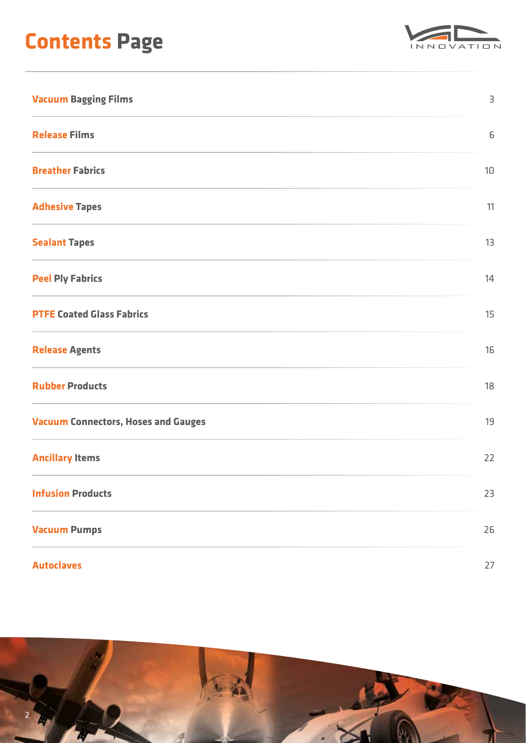# Contents Page

| | |
|---|---|
| **Vacuum Bagging Films** | 3 |
| **Release Films** | 6 |
| **Breather Fabrics** | 10 |
| **Adhesive Tapes** | 11 |
| **Sealant Tapes** | 13 |
| **Peel Ply Fabrics** | 14 |
| **PTFE Coated Glass Fabrics** | 15 |
| **Release Agents** | 16 |
| **Rubber Products** | 18 |
| **Vacuum Connectors, Hoses and Gauges** | 19 |
| **Ancillary Items** | 22 |
| **Infusion Products** | 23 |
| **Vacuum Pumps** | 26 |
| **Autoclaves** | 27 |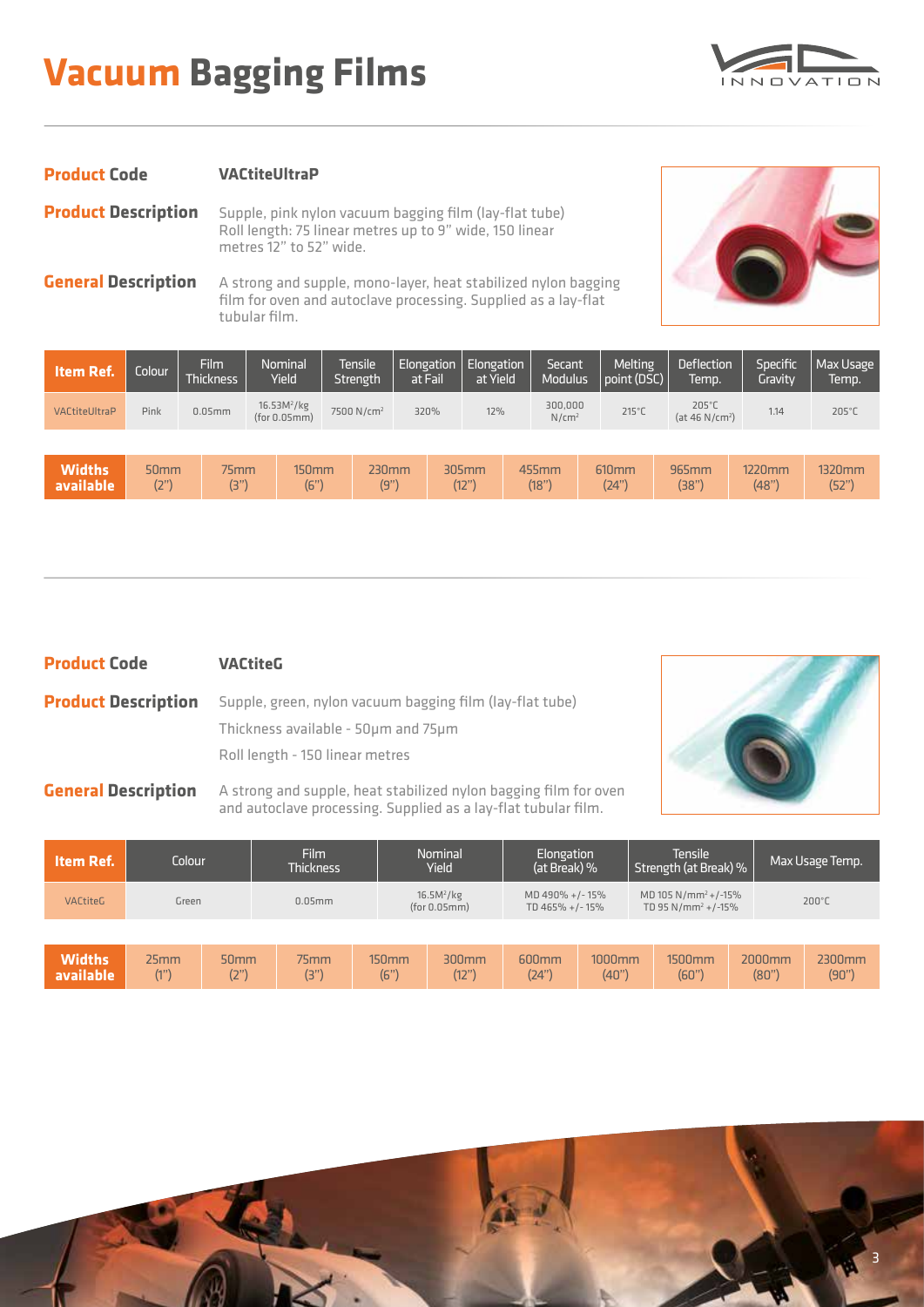# Vacuum Bagging Films

**Product Code** VACtiteUltraP

**Product Description** Supple, pink nylon vacuum bagging film (lay-flat tube)
Roll length: 75 linear metres up to 9" wide, 150 linear metres 12" to 52" wide.

**General Description** A strong and supple, mono-layer, heat stabilized nylon bagging film for oven and autoclave processing. Supplied as a lay-flat tubular film.

| Item Ref. | Colour | Film Thickness | Nominal Yield | Tensile Strength | Elongation at Fail | Elongation at Yield | Secant Modulus | Melting point (DSC) | Deflection Temp. | Specific Gravity | Max Usage Temp. |
|---|---|---|---|---|---|---|---|---|---|---|---|
| VACtiteUltraP | Pink | 0.05mm | $16.53M^2/kg$ (for 0.05mm) | $7500\ N/cm^2$ | 320% | 12% | 300,000 $N/cm^2$ | 215°C | 205°C (at 46 $N/cm^2$) | 1.14 | 205°C |

| Widths available | 50mm (2") | 75mm (3") | 150mm (6") | 230mm (9") | 305mm (12") | 455mm (18") | 610mm (24") | 965mm (38") | 1220mm (48") | 1320mm (52") |
|---|---|---|---|---|---|---|---|---|---|---|

**Product Code** VACtiteG

**Product Description** Supple, green, nylon vacuum bagging film (lay-flat tube)

Thickness available - 50µm and 75µm

Roll length - 150 linear metres

**General Description** A strong and supple, heat stabilized nylon bagging film for oven and autoclave processing. Supplied as a lay-flat tubular film.

| Item Ref. | Colour | Film Thickness | Nominal Yield | Elongation (at Break) % | Tensile Strength (at Break) % | Max Usage Temp. |
|---|---|---|---|---|---|---|
| VACtiteG | Green | 0.05mm | $16.5M^2/kg$ (for 0.05mm) | MD 490% +/- 15% TD 465% +/- 15% | MD 105 $N/mm^2$ +/-15% TD 95 $N/mm^2$ +/-15% | 200°C |

| Widths available | 25mm (1") | 50mm (2") | 75mm (3") | 150mm (6") | 300mm (12") | 600mm (24") | 1000mm (40") | 1500mm (60") | 2000mm (80") | 2300mm (90") |
|---|---|---|---|---|---|---|---|---|---|---|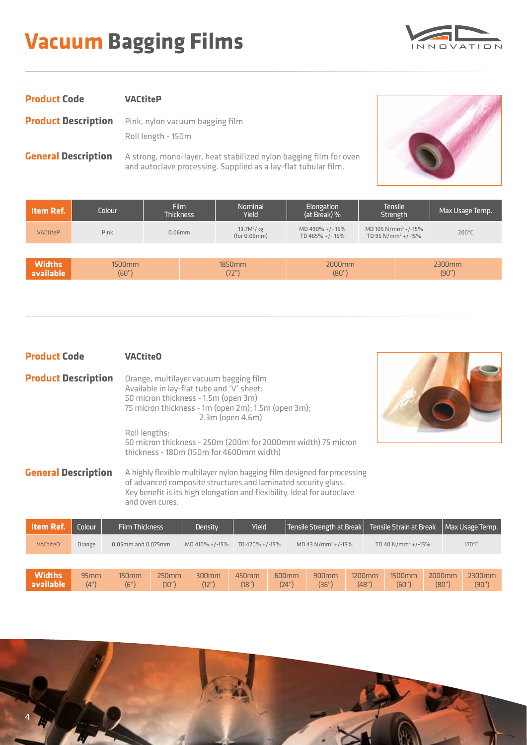# Vacuum Bagging Films

**Product Code** VACtiteP

**Product Description** Pink, nylon vacuum bagging film

Roll length - 150m

**General Description** A strong, mono-layer, heat stabilized nylon bagging film for oven and autoclave processing. Supplied as a lay-flat tubular film.

| Item Ref. | Colour | Film Thickness | Nominal Yield | Elongation (at Break) % | Tensile Strength | Max Usage Temp. |
|---|---|---|---|---|---|---|
| VACtiteP | Pink | 0.06mm | $13.7M^2$/kg (for 0.06mm) | MD 490% +/- 15% TD 465% +/- 15% | MD 105 N/mm² +/-15% TD 95 N/mm² +/-15% | 200°C |

| Widths available | 1500mm (60") | 1850mm (72") | 2000mm (80") | 2300mm (90") |
|---|---|---|---|---|

**Product Code** VACtiteO

**Product Description** Orange, multilayer vacuum bagging film
Available in lay-flat tube and 'V' sheet:
50 micron thickness - 1.5m (open 3m)
75 micron thickness - 1m (open 2m); 1.5m (open 3m); 2.3m (open 4.6m)

Roll lengths:
50 micron thickness - 250m (200m for 2000mm width) 75 micron thickness - 180m (150m for 4600mm width)

**General Description** A highly flexible multilayer nylon bagging film designed for processing of advanced composite structures and laminated security glass. Key benefit is its high elongation and flexibility. Ideal for autoclave and oven cures.

| Item Ref. | Colour | Film Thickness | Density | Yield | Tensile Strength at Break | Tensile Strain at Break | Max Usage Temp. |
|---|---|---|---|---|---|---|---|
| VACtiteO | Orange | 0.05mm and 0.075mm | MD 410% +/-15% | TD 420% +/-15% | MD 43 N/mm² +/-15% | TD 40 N/mm² +/-15% | 170°C |

| Widths available | 95mm (4") | 150mm (6") | 250mm (10") | 300mm (12") | 450mm (18") | 600mm (24") | 900mm (36") | 1200mm (48") | 1500mm (60") | 2000mm (80") | 2300mm (90") |
|---|---|---|---|---|---|---|---|---|---|---|---|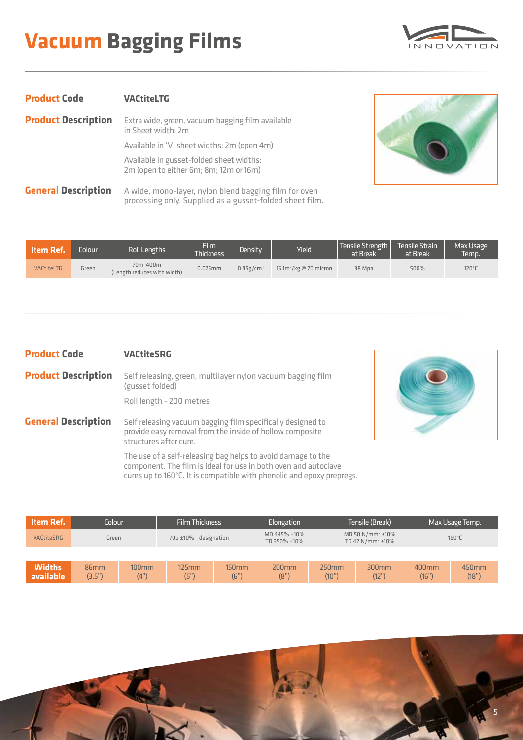# Vacuum Bagging Films

**Product Code** VACtiteLTG

**Product Description** Extra wide, green, vacuum bagging film available in Sheet width: 2m

Available in 'V' sheet widths: 2m (open 4m)

Available in gusset-folded sheet widths: 2m (open to either 6m; 8m; 12m or 16m)

**General Description** A wide, mono-layer, nylon blend bagging film for oven processing only. Supplied as a gusset-folded sheet film.

| Item Ref. | Colour | Roll Lengths | Film Thickness | Density | Yield | Tensile Strength at Break | Tensile Strain at Break | Max Usage Temp. |
|---|---|---|---|---|---|---|---|---|
| VACtiteLTG | Green | 70m-400m (Length reduces with width) | 0.075mm | 0.95g/cm³ | 15.1m²/kg @ 70 micron | 38 Mpa | 500% | 120°C |

**Product Code** VACtiteSRG

**Product Description** Self releasing, green, multilayer nylon vacuum bagging film (gusset folded)

Roll length - 200 metres

**General Description** Self releasing vacuum bagging film specifically designed to provide easy removal from the inside of hollow composite structures after cure.

The use of a self-releasing bag helps to avoid damage to the component. The film is ideal for use in both oven and autoclave cures up to 160°C. It is compatible with phenolic and epoxy prepregs.

| Item Ref. | Colour | Film Thickness | Elongation | Tensile (Break) | Max Usage Temp. |
|---|---|---|---|---|---|
| VACtiteSRG | Green | 70μ ±10% - designation | MD 445% ±10% TD 350% ±10% | MD 50 N/mm² ±10% TD 42 N/mm² ±10% | 160°C |

| Widths available | 86mm (3.5") | 100mm (4") | 125mm (5") | 150mm (6") | 200mm (8") | 250mm (10") | 300mm (12") | 400mm (16") | 450mm (18") |
|---|---|---|---|---|---|---|---|---|---|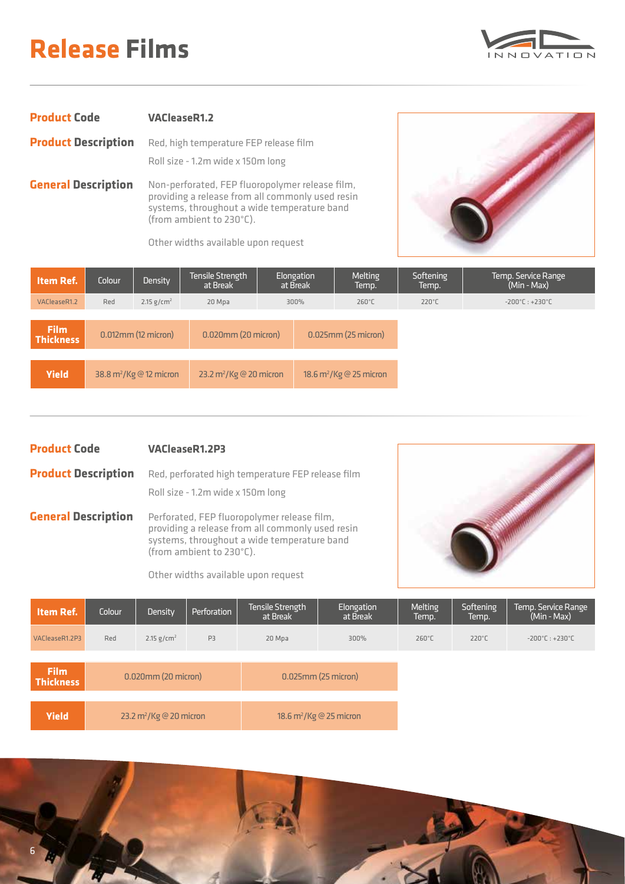# Release Films

**Product Code** VACleaseR1.2

**Product Description** Red, high temperature FEP release film

Roll size - 1.2m wide x 150m long

**General Description** Non-perforated, FEP fluoropolymer release film, providing a release from all commonly used resin systems, throughout a wide temperature band (from ambient to 230°C).

Other widths available upon request

| Item Ref. | Colour | Density | Tensile Strength at Break | Elongation at Break | Melting Temp. | Softening Temp. | Temp. Service Range (Min - Max) |
|---|---|---|---|---|---|---|---|
| VACleaseR1.2 | Red | 2.15 g/cm² | 20 Mpa | 300% | 260°C | 220°C | -200°C : +230°C |

| Film Thickness | 0.012mm (12 micron) | 0.020mm (20 micron) | 0.025mm (25 micron) |
|---|---|---|---|
| Yield | 38.8 m²/Kg @ 12 micron | 23.2 m²/Kg @ 20 micron | 18.6 m²/Kg @ 25 micron |

---

**Product Code** VACleaseR1.2P3

**Product Description** Red, perforated high temperature FEP release film

Roll size - 1.2m wide x 150m long

**General Description** Perforated, FEP fluoropolymer release film, providing a release from all commonly used resin systems, throughout a wide temperature band (from ambient to 230°C).

Other widths available upon request

| Item Ref. | Colour | Density | Perforation | Tensile Strength at Break | Elongation at Break | Melting Temp. | Softening Temp. | Temp. Service Range (Min - Max) |
|---|---|---|---|---|---|---|---|---|
| VACleaseR1.2P3 | Red | 2.15 g/cm² | P3 | 20 Mpa | 300% | 260°C | 220°C | -200°C : +230°C |

| Film Thickness | 0.020mm (20 micron) | 0.025mm (25 micron) |
|---|---|---|
| Yield | 23.2 m²/Kg @ 20 micron | 18.6 m²/Kg @ 25 micron |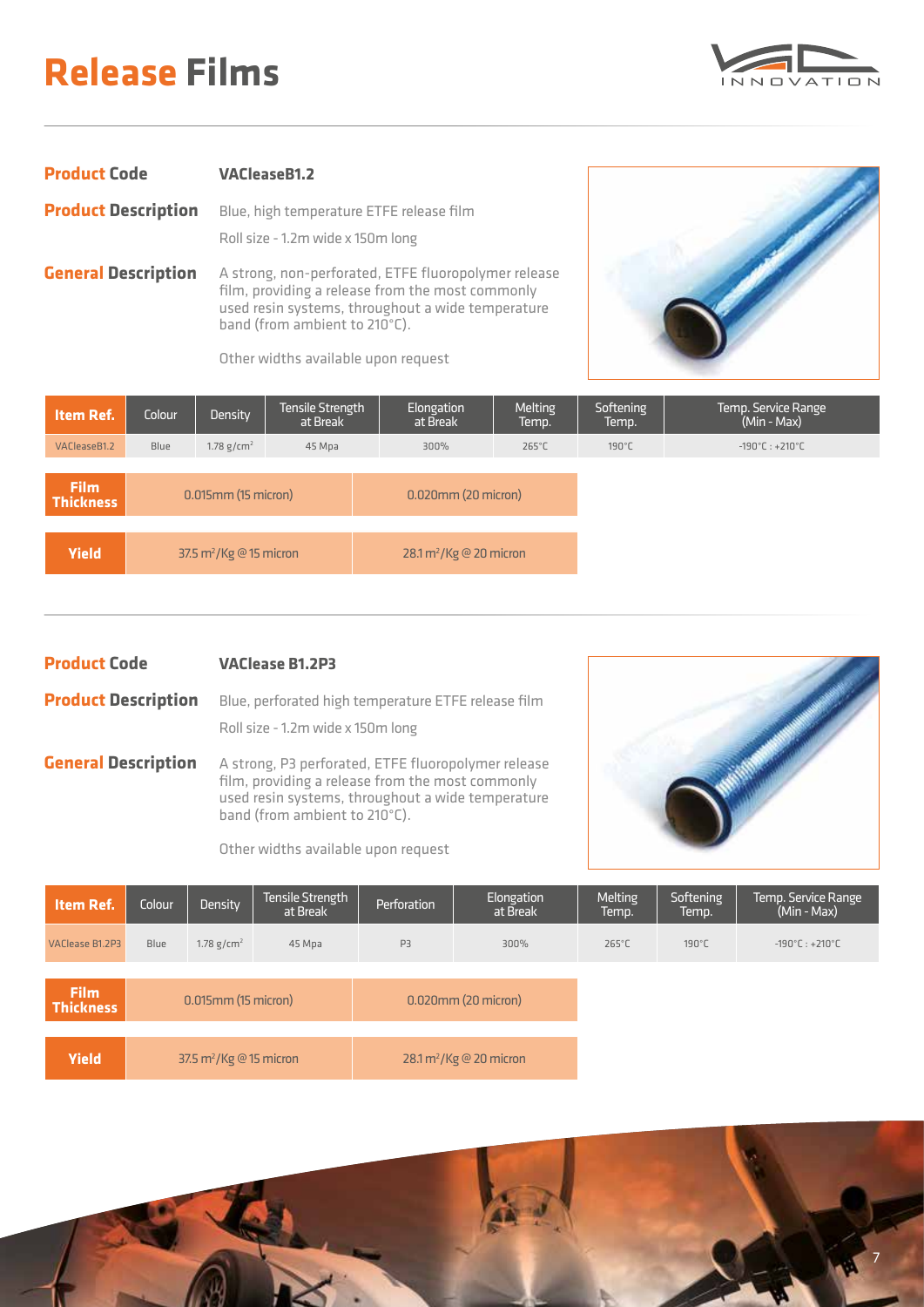# Release Films

**Product Code** VACleaseB1.2

**Product Description** Blue, high temperature ETFE release film

Roll size - 1.2m wide x 150m long

**General Description** A strong, non-perforated, ETFE fluoropolymer release film, providing a release from the most commonly used resin systems, throughout a wide temperature band (from ambient to 210°C).

Other widths available upon request

| Item Ref. | Colour | Density | Tensile Strength at Break | Elongation at Break | Melting Temp. | Softening Temp. | Temp. Service Range (Min - Max) |
|---|---|---|---|---|---|---|---|
| VACleaseB1.2 | Blue | 1.78 g/cm$^3$ | 45 Mpa | 300% | 265°C | 190°C | -190°C : +210°C |

| Film Thickness | 0.015mm (15 micron) | 0.020mm (20 micron) |
|---|---|---|
| Yield | 37.5 m$^2$/Kg @ 15 micron | 28.1 m$^2$/Kg @ 20 micron |

---

**Product Code** VAClease B1.2P3

**Product Description** Blue, perforated high temperature ETFE release film

Roll size - 1.2m wide x 150m long

**General Description** A strong, P3 perforated, ETFE fluoropolymer release film, providing a release from the most commonly used resin systems, throughout a wide temperature band (from ambient to 210°C).

Other widths available upon request

| Item Ref. | Colour | Density | Tensile Strength at Break | Perforation | Elongation at Break | Melting Temp. | Softening Temp. | Temp. Service Range (Min - Max) |
|---|---|---|---|---|---|---|---|---|
| VAClease B1.2P3 | Blue | 1.78 g/cm$^3$ | 45 Mpa | P3 | 300% | 265°C | 190°C | -190°C : +210°C |

| Film Thickness | 0.015mm (15 micron) | 0.020mm (20 micron) |
|---|---|---|
| Yield | 37.5 m$^2$/Kg @ 15 micron | 28.1 m$^2$/Kg @ 20 micron |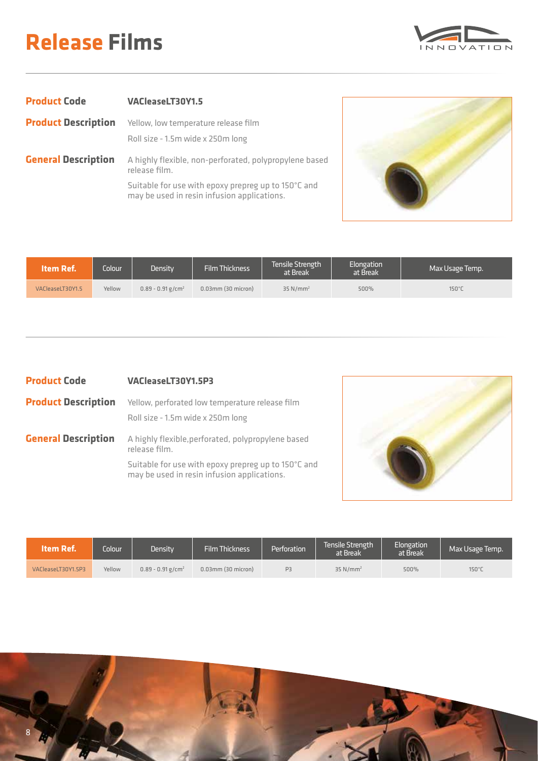# Release Films

**Product Code** **VACleaseLT30Y1.5**

**Product Description** Yellow, low temperature release film

Roll size - 1.5m wide x 250m long

**General Description** A highly flexible, non-perforated, polypropylene based release film.

Suitable for use with epoxy prepreg up to 150°C and may be used in resin infusion applications.

| Item Ref. | Colour | Density | Film Thickness | Tensile Strength at Break | Elongation at Break | Max Usage Temp. |
|---|---|---|---|---|---|---|
| VACleaseLT30Y1.5 | Yellow | 0.89 - 0.91 g/cm² | 0.03mm (30 micron) | 35 N/mm² | 500% | 150°C |

**Product Code** **VACleaseLT30Y1.5P3**

**Product Description** Yellow, perforated low temperature release film

Roll size - 1.5m wide x 250m long

**General Description** A highly flexible,perforated, polypropylene based release film.

Suitable for use with epoxy prepreg up to 150°C and may be used in resin infusion applications.

| Item Ref. | Colour | Density | Film Thickness | Perforation | Tensile Strength at Break | Elongation at Break | Max Usage Temp. |
|---|---|---|---|---|---|---|---|
| VACleaseLT30Y1.5P3 | Yellow | 0.89 - 0.91 g/cm² | 0.03mm (30 micron) | P3 | 35 N/mm² | 500% | 150°C |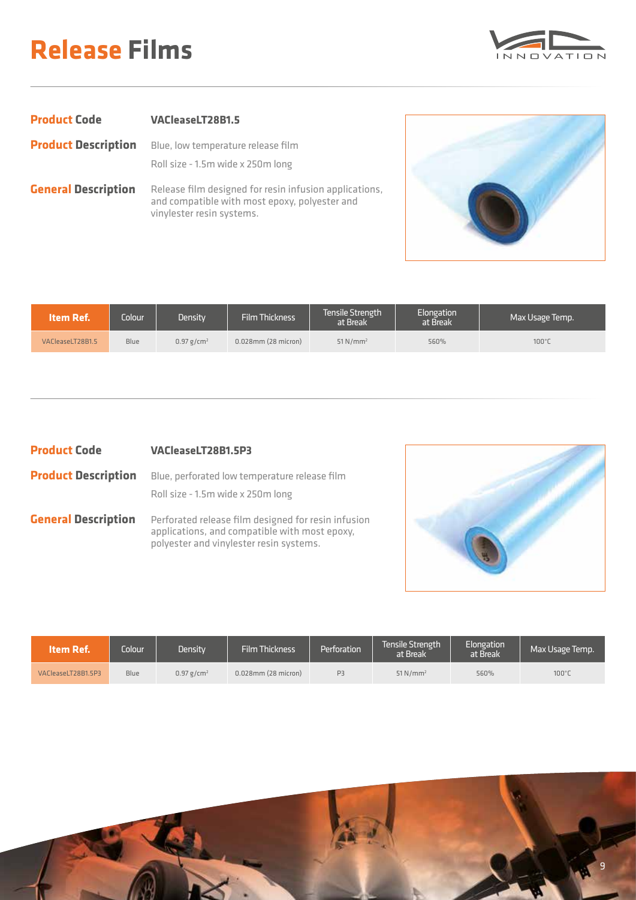# Release Films

**Product Code** **VACleaseLT28B1.5**

**Product Description** Blue, low temperature release film

Roll size - 1.5m wide x 250m long

**General Description** Release film designed for resin infusion applications, and compatible with most epoxy, polyester and vinylester resin systems.

| Item Ref. | Colour | Density | Film Thickness | Tensile Strength at Break | Elongation at Break | Max Usage Temp. |
|---|---|---|---|---|---|---|
| VACleaseLT28B1.5 | Blue | 0.97 g/cm$^2$ | 0.028mm (28 micron) | 51 N/mm$^2$ | 560% | 100°C |

**Product Code** **VACleaseLT28B1.5P3**

**Product Description** Blue, perforated low temperature release film

Roll size - 1.5m wide x 250m long

**General Description** Perforated release film designed for resin infusion applications, and compatible with most epoxy, polyester and vinylester resin systems.

| Item Ref. | Colour | Density | Film Thickness | Perforation | Tensile Strength at Break | Elongation at Break | Max Usage Temp. |
|---|---|---|---|---|---|---|---|
| VACleaseLT28B1.5P3 | Blue | 0.97 g/cm$^2$ | 0.028mm (28 micron) | P3 | 51 N/mm$^2$ | 560% | 100°C |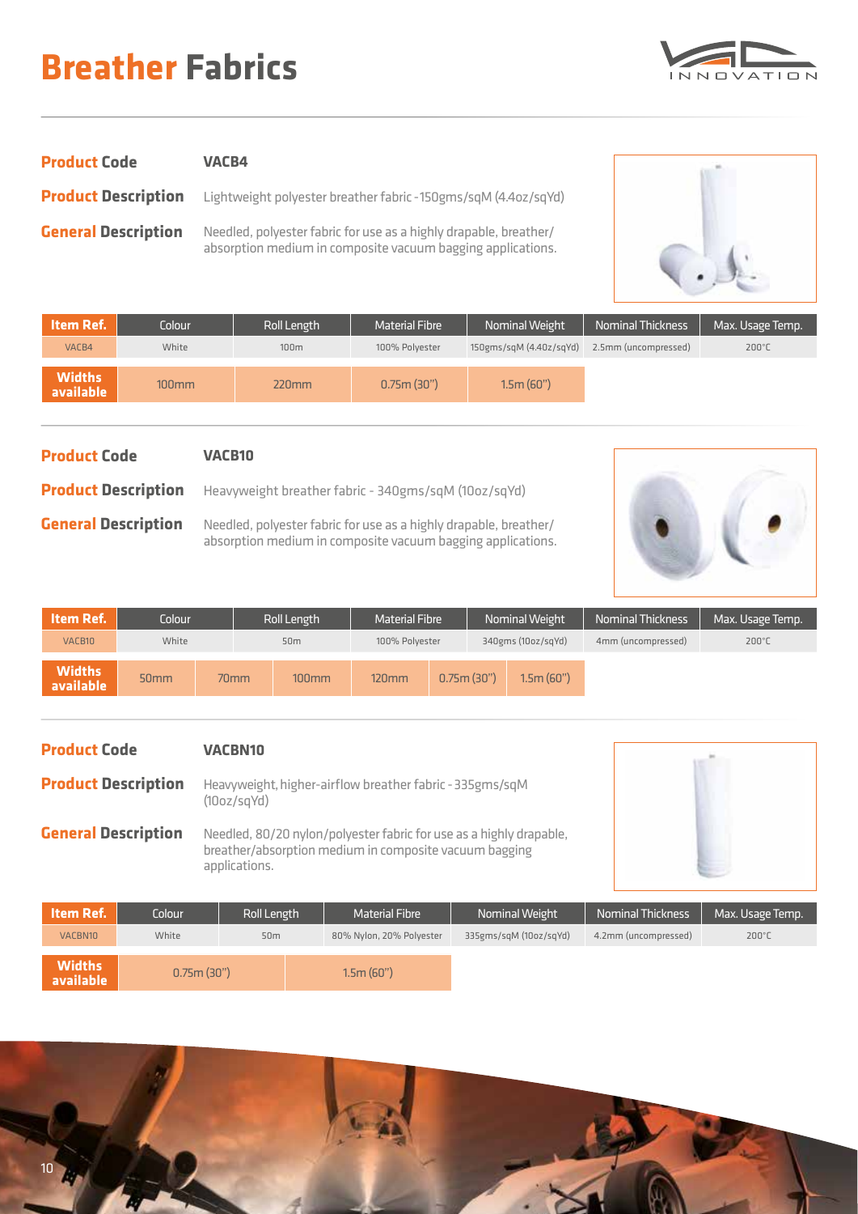# Breather Fabrics

**Product Code** VACB4

**Product Description** Lightweight polyester breather fabric -150gms/sqM (4.4oz/sqYd)

**General Description** Needled, polyester fabric for use as a highly drapable, breather/absorption medium in composite vacuum bagging applications.

| Item Ref. | Colour | Roll Length | Material Fibre | Nominal Weight | Nominal Thickness | Max. Usage Temp. |
|---|---|---|---|---|---|---|
| VACB4 | White | 100m | 100% Polyester | 150gms/sqM (4.4oz/sqYd) | 2.5mm (uncompressed) | 200°C |

| Widths available | | | | |
|---|---|---|---|---|
| | 100mm | 220mm | 0.75m (30") | 1.5m (60") |

**Product Code** VACB10

**Product Description** Heavyweight breather fabric - 340gms/sqM (10oz/sqYd)

**General Description** Needled, polyester fabric for use as a highly drapable, breather/absorption medium in composite vacuum bagging applications.

| Item Ref. | Colour | Roll Length | Material Fibre | Nominal Weight | Nominal Thickness | Max. Usage Temp. |
|---|---|---|---|---|---|---|
| VACB10 | White | 50m | 100% Polyester | 340gms (10oz/sqYd) | 4mm (uncompressed) | 200°C |

| Widths available | | | | | | |
|---|---|---|---|---|---|---|
| | 50mm | 70mm | 100mm | 120mm | 0.75m (30") | 1.5m (60") |

**Product Code** VACBN10

**Product Description** Heavyweight, higher-airflow breather fabric - 335gms/sqM (10oz/sqYd)

**General Description** Needled, 80/20 nylon/polyester fabric for use as a highly drapable, breather/absorption medium in composite vacuum bagging applications.

| Item Ref. | Colour | Roll Length | Material Fibre | Nominal Weight | Nominal Thickness | Max. Usage Temp. |
|---|---|---|---|---|---|---|
| VACBN10 | White | 50m | 80% Nylon, 20% Polyester | 335gms/sqM (10oz/sqYd) | 4.2mm (uncompressed) | 200°C |

| Widths available | | |
|---|---|---|
| | 0.75m (30") | 1.5m (60") |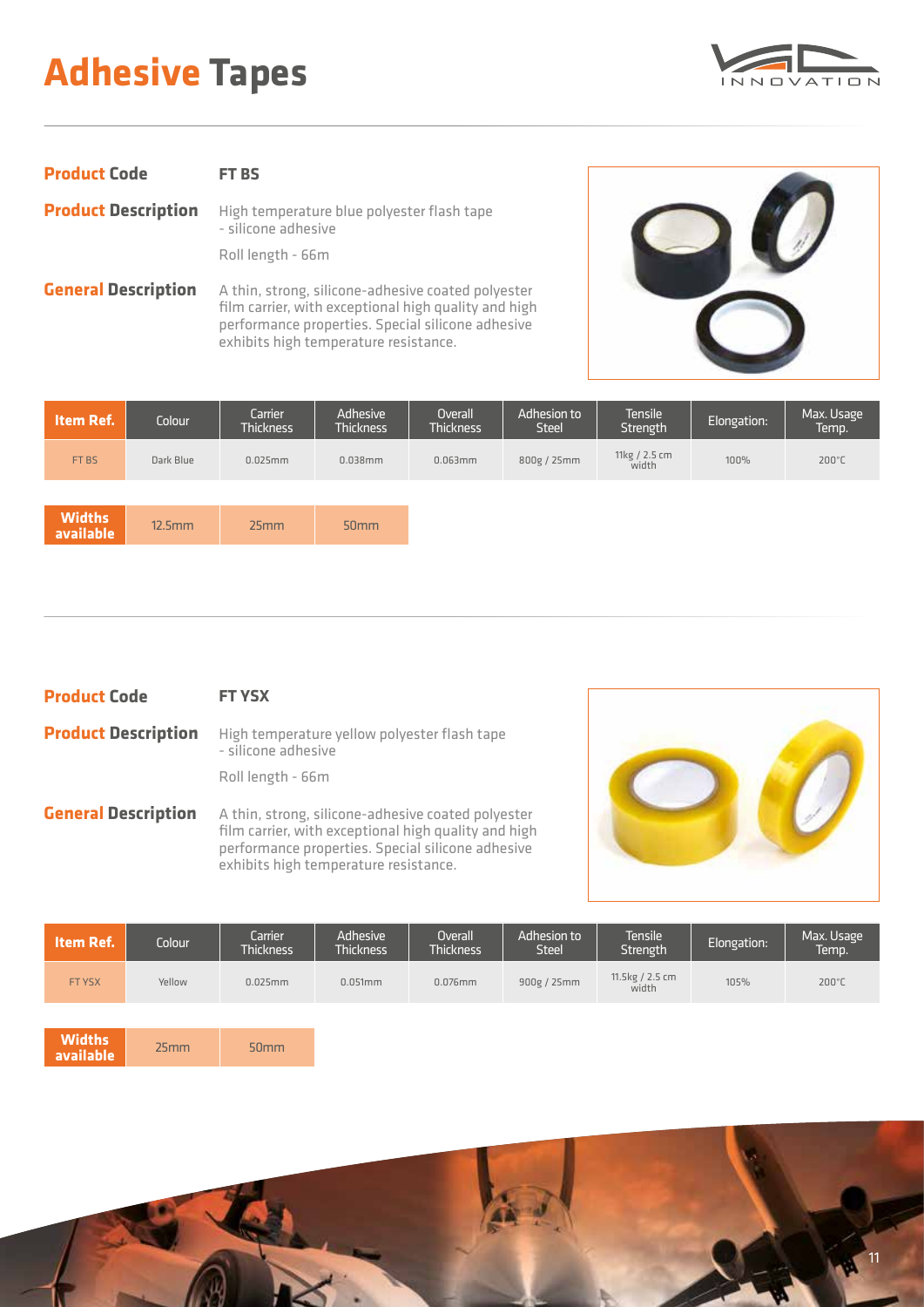# Adhesive Tapes

**Product Code** FT BS

**Product Description** High temperature blue polyester flash tape - silicone adhesive

Roll length - 66m

**General Description** A thin, strong, silicone-adhesive coated polyester film carrier, with exceptional high quality and high performance properties. Special silicone adhesive exhibits high temperature resistance.

| Item Ref. | Colour | Carrier Thickness | Adhesive Thickness | Overall Thickness | Adhesion to Steel | Tensile Strength | Elongation: | Max. Usage Temp. |
|---|---|---|---|---|---|---|---|---|
| FT BS | Dark Blue | 0.025mm | 0.038mm | 0.063mm | 800g / 25mm | 11kg / 2.5 cm width | 100% | 200°C |

| Widths available | 12.5mm | 25mm | 50mm |
|---|---|---|---|

---

**Product Code** FT YSX

**Product Description** High temperature yellow polyester flash tape - silicone adhesive

Roll length - 66m

**General Description** A thin, strong, silicone-adhesive coated polyester film carrier, with exceptional high quality and high performance properties. Special silicone adhesive exhibits high temperature resistance.

| Item Ref. | Colour | Carrier Thickness | Adhesive Thickness | Overall Thickness | Adhesion to Steel | Tensile Strength | Elongation: | Max. Usage Temp. |
|---|---|---|---|---|---|---|---|---|
| FT YSX | Yellow | 0.025mm | 0.051mm | 0.076mm | 900g / 25mm | 11.5kg / 2.5 cm width | 105% | 200°C |

| Widths available | 25mm | 50mm |
|---|---|---|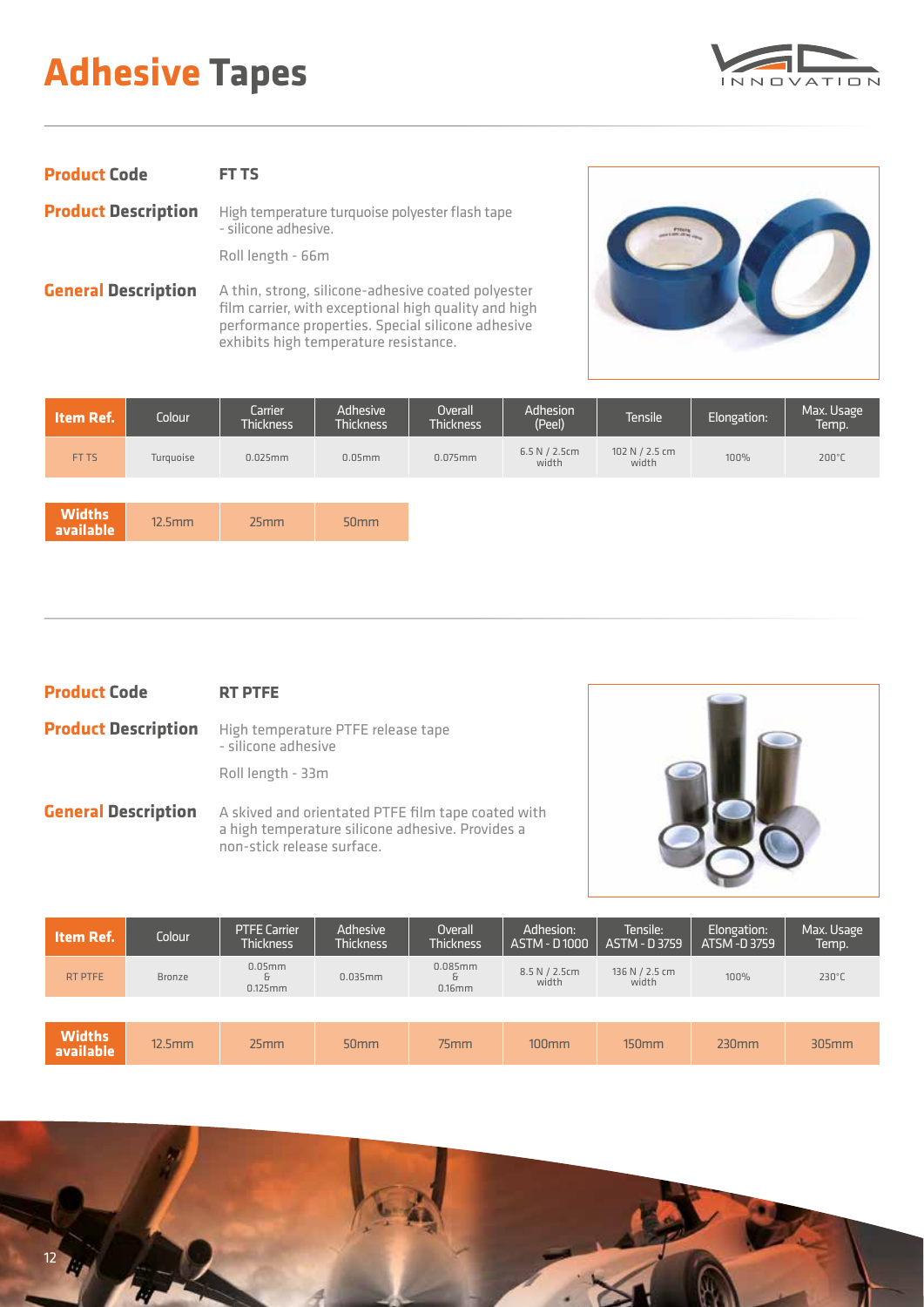# Adhesive Tapes

**Product Code** FT TS

**Product Description** High temperature turquoise polyester flash tape - silicone adhesive.

Roll length - 66m

**General Description** A thin, strong, silicone-adhesive coated polyester film carrier, with exceptional high quality and high performance properties. Special silicone adhesive exhibits high temperature resistance.

| Item Ref. | Colour | Carrier Thickness | Adhesive Thickness | Overall Thickness | Adhesion (Peel) | Tensile | Elongation: | Max. Usage Temp. |
|---|---|---|---|---|---|---|---|---|
| FT TS | Turquoise | 0.025mm | 0.05mm | 0.075mm | 6.5 N / 2.5cm width | 102 N / 2.5 cm width | 100% | 200°C |

| Widths available | 12.5mm | 25mm | 50mm |
|---|---|---|---|

**Product Code** RT PTFE

**Product Description** High temperature PTFE release tape - silicone adhesive

Roll length - 33m

**General Description** A skived and orientated PTFE film tape coated with a high temperature silicone adhesive. Provides a non-stick release surface.

| Item Ref. | Colour | PTFE Carrier Thickness | Adhesive Thickness | Overall Thickness | Adhesion: ASTM - D 1000 | Tensile: ASTM - D 3759 | Elongation: ATSM -D 3759 | Max. Usage Temp. |
|---|---|---|---|---|---|---|---|---|
| RT PTFE | Bronze | 0.05mm & 0.125mm | 0.035mm | 0.085mm & 0.16mm | 8.5 N / 2.5cm width | 136 N / 2.5 cm width | 100% | 230°C |

| Widths available | 12.5mm | 25mm | 50mm | 75mm | 100mm | 150mm | 230mm | 305mm |
|---|---|---|---|---|---|---|---|---|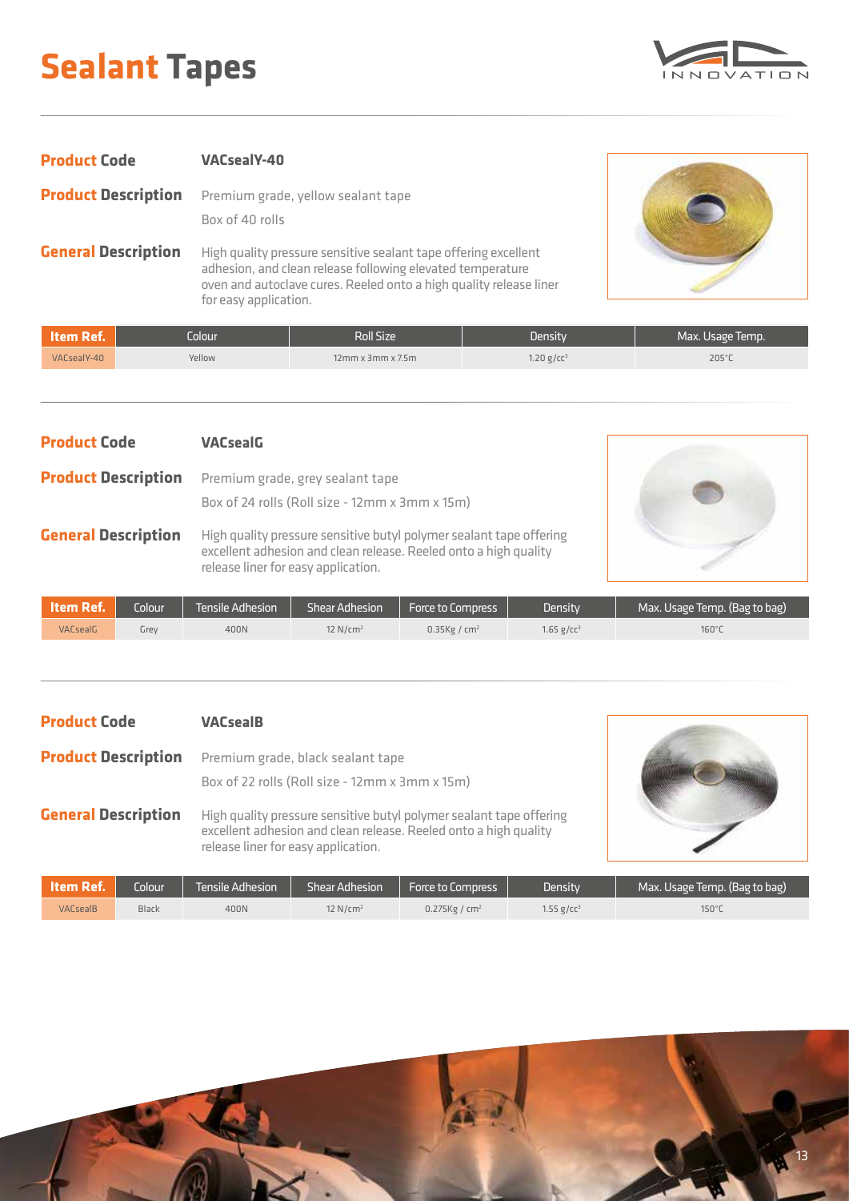# Sealant Tapes

**Product Code** VACsealY-40

**Product Description** Premium grade, yellow sealant tape

Box of 40 rolls

**General Description** High quality pressure sensitive sealant tape offering excellent adhesion, and clean release following elevated temperature oven and autoclave cures. Reeled onto a high quality release liner for easy application.

| Item Ref. | Colour | Roll Size | Density | Max. Usage Temp. |
|---|---|---|---|---|
| VACsealY-40 | Yellow | 12mm x 3mm x 7.5m | 1.20 g/cc³ | 205°C |

**Product Code** VACsealG

**Product Description** Premium grade, grey sealant tape

Box of 24 rolls (Roll size - 12mm x 3mm x 15m)

**General Description** High quality pressure sensitive butyl polymer sealant tape offering excellent adhesion and clean release. Reeled onto a high quality release liner for easy application.

| Item Ref. | Colour | Tensile Adhesion | Shear Adhesion | Force to Compress | Density | Max. Usage Temp. (Bag to bag) |
|---|---|---|---|---|---|---|
| VACsealG | Grey | 400N | 12 N/cm² | 0.35Kg / cm² | 1.65 g/cc³ | 160°C |

**Product Code** VACsealB

**Product Description** Premium grade, black sealant tape

Box of 22 rolls (Roll size - 12mm x 3mm x 15m)

**General Description** High quality pressure sensitive butyl polymer sealant tape offering excellent adhesion and clean release. Reeled onto a high quality release liner for easy application.

| Item Ref. | Colour | Tensile Adhesion | Shear Adhesion | Force to Compress | Density | Max. Usage Temp. (Bag to bag) |
|---|---|---|---|---|---|---|
| VACsealB | Black | 400N | 12 N/cm² | 0.275Kg / cm² | 1.55 g/cc³ | 150°C |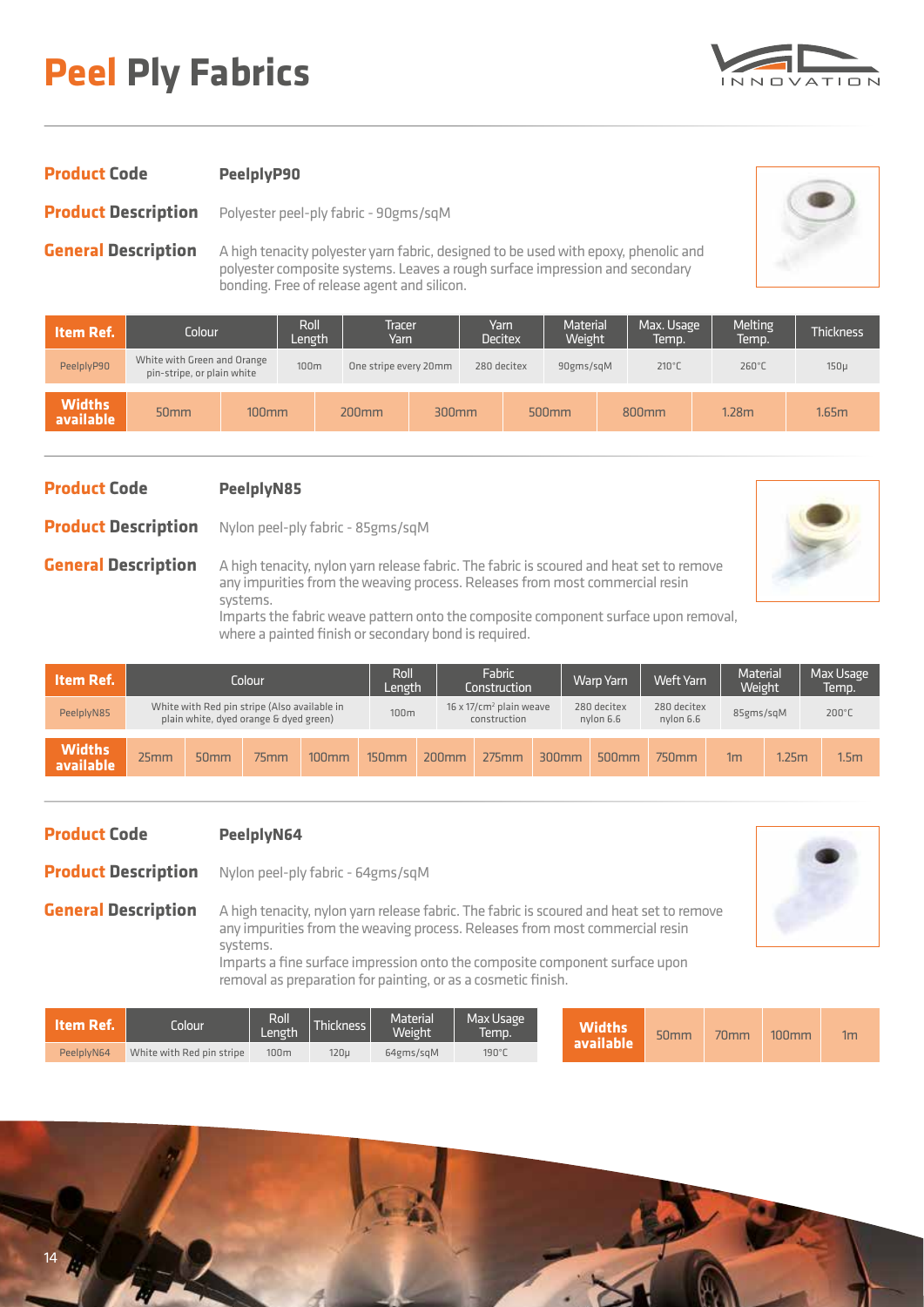# Peel Ply Fabrics

**Product Code** PeelplyP90

**Product Description** Polyester peel-ply fabric - 90gms/sqM

**General Description** A high tenacity polyester yarn fabric, designed to be used with epoxy, phenolic and polyester composite systems. Leaves a rough surface impression and secondary bonding. Free of release agent and silicon.

| Item Ref. | Colour | Roll Length | Tracer Yarn | Yarn Decitex | Material Weight | Max. Usage Temp. | Melting Temp. | Thickness |
|---|---|---|---|---|---|---|---|---|
| PeelplyP90 | White with Green and Orange pin-stripe, or plain white | 100m | One stripe every 20mm | 280 decitex | 90gms/sqM | 210°C | 260°C | 150µ |

| Widths available | 50mm | 100mm | 200mm | 300mm | 500mm | 800mm | 1.28m | 1.65m |
|---|---|---|---|---|---|---|---|---|

**Product Code** PeelplyN85

**Product Description** Nylon peel-ply fabric - 85gms/sqM

**General Description** A high tenacity, nylon yarn release fabric. The fabric is scoured and heat set to remove any impurities from the weaving process. Releases from most commercial resin systems.
Imparts the fabric weave pattern onto the composite component surface upon removal, where a painted finish or secondary bond is required.

| Item Ref. | Colour | Roll Length | Fabric Construction | Warp Yarn | Weft Yarn | Material Weight | Max Usage Temp. |
|---|---|---|---|---|---|---|---|
| PeelplyN85 | White with Red pin stripe (Also available in plain white, dyed orange & dyed green) | 100m | 16 x 17/cm² plain weave construction | 280 decitex nylon 6.6 | 280 decitex nylon 6.6 | 85gms/sqM | 200°C |

| Widths available | 25mm | 50mm | 75mm | 100mm | 150mm | 200mm | 275mm | 300mm | 500mm | 750mm | 1m | 1.25m | 1.5m |
|---|---|---|---|---|---|---|---|---|---|---|---|---|---|

**Product Code** PeelplyN64

**Product Description** Nylon peel-ply fabric - 64gms/sqM

**General Description** A high tenacity, nylon yarn release fabric. The fabric is scoured and heat set to remove any impurities from the weaving process. Releases from most commercial resin systems.
Imparts a fine surface impression onto the composite component surface upon removal as preparation for painting, or as a cosmetic finish.

| Item Ref. | Colour | Roll Length | Thickness | Material Weight | Max Usage Temp. |
|---|---|---|---|---|---|
| PeelplyN64 | White with Red pin stripe | 100m | 120µ | 64gms/sqM | 190°C |

| Widths available | 50mm | 70mm | 100mm | 1m |
|---|---|---|---|---|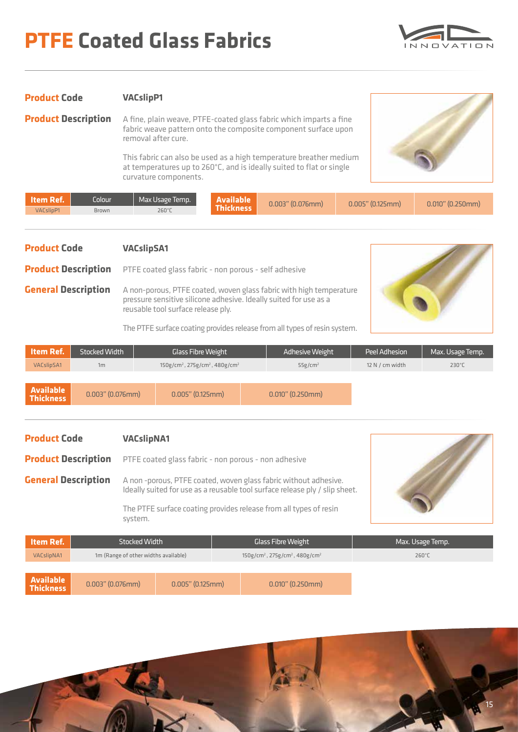# PTFE Coated Glass Fabrics

**Product Code** VACslipP1

**Product Description** A fine, plain weave, PTFE-coated glass fabric which imparts a fine fabric weave pattern onto the composite component surface upon removal after cure.

This fabric can also be used as a high temperature breather medium at temperatures up to 260°C, and is ideally suited to flat or single curvature components.

| Item Ref. | Colour | Max Usage Temp. |
|---|---|---|
| VACslipP1 | Brown | 260°C |

| Available Thickness | 0.003" (0.076mm) | 0.005" (0.125mm) | 0.010" (0.250mm) |
|---|---|---|---|

**Product Code** VACslipSA1

**Product Description** PTFE coated glass fabric - non porous - self adhesive

**General Description** A non-porous, PTFE coated, woven glass fabric with high temperature pressure sensitive silicone adhesive. Ideally suited for use as a reusable tool surface release ply.

The PTFE surface coating provides release from all types of resin system.

| Item Ref. | Stocked Width | Glass Fibre Weight | Adhesive Weight | Peel Adhesion | Max. Usage Temp. |
|---|---|---|---|---|---|
| VACslipSA1 | 1m | 150g/cm², 275g/cm², 480g/cm² | 55g/cm² | 12 N / cm width | 230°C |

| Available Thickness | 0.003" (0.076mm) | 0.005" (0.125mm) | 0.010" (0.250mm) |
|---|---|---|---|

**Product Code** VACslipNA1

**Product Description** PTFE coated glass fabric - non porous - non adhesive

**General Description** A non -porous, PTFE coated, woven glass fabric without adhesive. Ideally suited for use as a reusable tool surface release ply / slip sheet.

The PTFE surface coating provides release from all types of resin system.

| Item Ref. | Stocked Width | Glass Fibre Weight | Max. Usage Temp. |
|---|---|---|---|
| VACslipNA1 | 1m (Range of other widths available) | 150g/cm², 275g/cm², 480g/cm² | 260°C |

| Available Thickness | 0.003" (0.076mm) | 0.005" (0.125mm) | 0.010" (0.250mm) |
|---|---|---|---|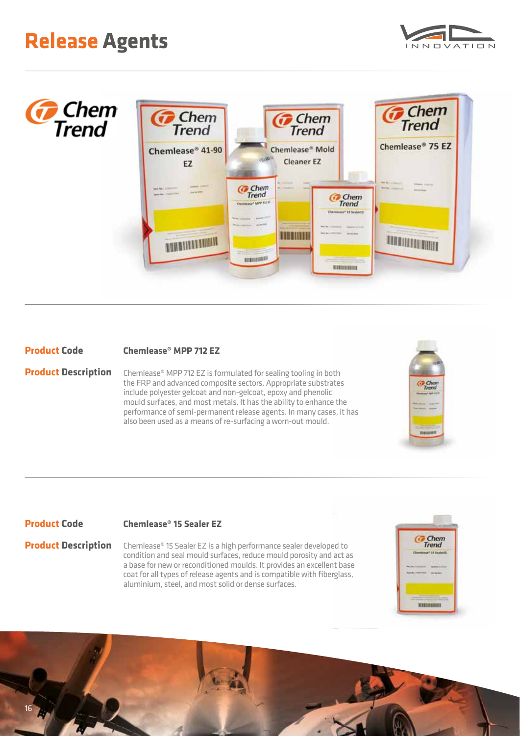# Release Agents

## Chem Trend

**Product Code** Chemlease® MPP 712 EZ

**Product Description** Chemlease® MPP 712 EZ is formulated for sealing tooling in both the FRP and advanced composite sectors. Appropriate substrates include polyester gelcoat and non-gelcoat, epoxy and phenolic mould surfaces, and most metals. It has the ability to enhance the performance of semi-permanent release agents. In many cases, it has also been used as a means of re-surfacing a worn-out mould.

**Product Code** Chemlease® 15 Sealer EZ

**Product Description** Chemlease® 15 Sealer EZ is a high performance sealer developed to condition and seal mould surfaces, reduce mould porosity and act as a base for new or reconditioned moulds. It provides an excellent base coat for all types of release agents and is compatible with fiberglass, aluminium, steel, and most solid or dense surfaces.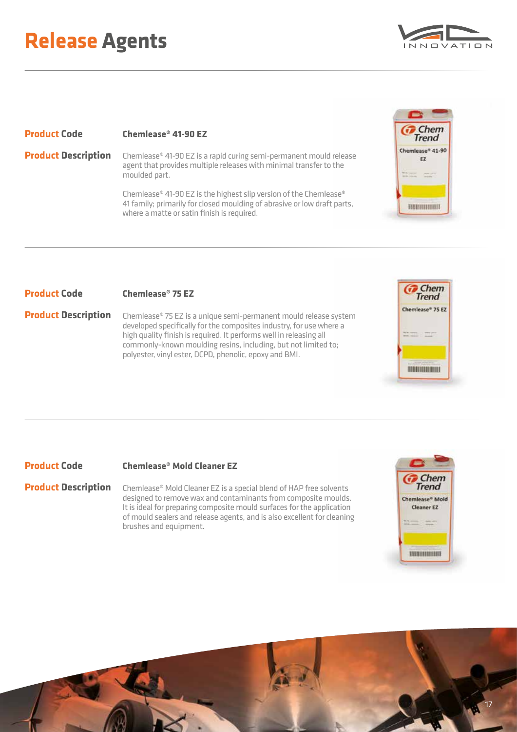# Release Agents

**Product Code** Chemlease® 41-90 EZ

**Product Description** Chemlease® 41-90 EZ is a rapid curing semi-permanent mould release agent that provides multiple releases with minimal transfer to the moulded part.

Chemlease® 41-90 EZ is the highest slip version of the Chemlease® 41 family; primarily for closed moulding of abrasive or low draft parts, where a matte or satin finish is required.

**Product Code** Chemlease® 75 EZ

**Product Description** Chemlease® 75 EZ is a unique semi-permanent mould release system developed specifically for the composites industry, for use where a high quality finish is required. It performs well in releasing all commonly-known moulding resins, including, but not limited to; polyester, vinyl ester, DCPD, phenolic, epoxy and BMI.

**Product Code** Chemlease® Mold Cleaner EZ

**Product Description** Chemlease® Mold Cleaner EZ is a special blend of HAP free solvents designed to remove wax and contaminants from composite moulds. It is ideal for preparing composite mould surfaces for the application of mould sealers and release agents, and is also excellent for cleaning brushes and equipment.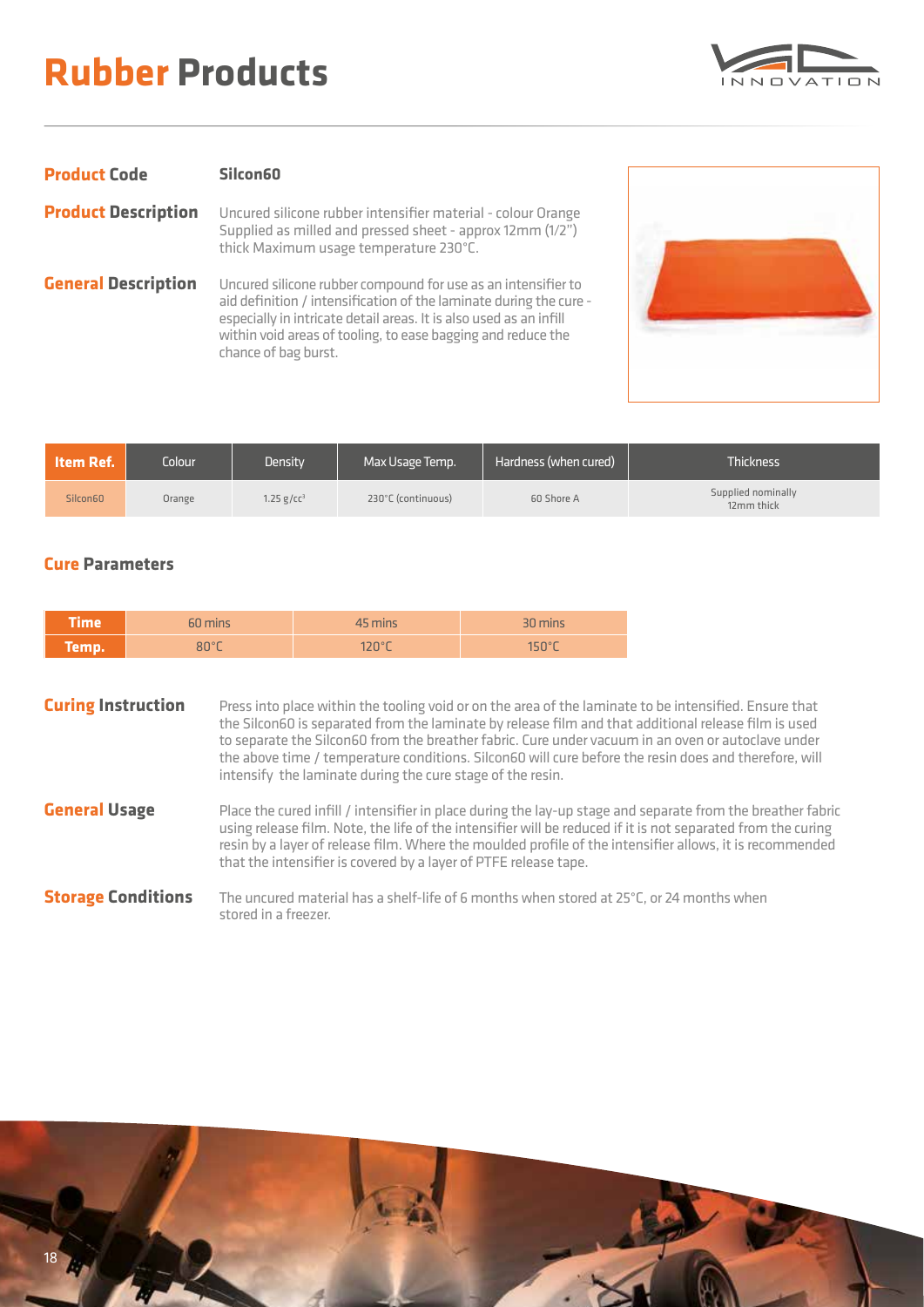# Rubber Products

**Product Code** Silcon60

**Product Description** Uncured silicone rubber intensifier material - colour Orange Supplied as milled and pressed sheet - approx 12mm (1/2") thick Maximum usage temperature 230°C.

**General Description** Uncured silicone rubber compound for use as an intensifier to aid definition / intensification of the laminate during the cure - especially in intricate detail areas. It is also used as an infill within void areas of tooling, to ease bagging and reduce the chance of bag burst.

| Item Ref. | Colour | Density | Max Usage Temp. | Hardness (when cured) | Thickness |
|---|---|---|---|---|---|
| Silcon60 | Orange | 1.25 g/cc³ | 230°C (continuous) | 60 Shore A | Supplied nominally 12mm thick |

## Cure Parameters

| Time | 60 mins | 45 mins | 30 mins |
|---|---|---|---|
| Temp. | 80°C | 120°C | 150°C |

**Curing Instruction** Press into place within the tooling void or on the area of the laminate to be intensified. Ensure that the Silcon60 is separated from the laminate by release film and that additional release film is used to separate the Silcon60 from the breather fabric. Cure under vacuum in an oven or autoclave under the above time / temperature conditions. Silcon60 will cure before the resin does and therefore, will intensify the laminate during the cure stage of the resin.

**General Usage** Place the cured infill / intensifier in place during the lay-up stage and separate from the breather fabric using release film. Note, the life of the intensifier will be reduced if it is not separated from the curing resin by a layer of release film. Where the moulded profile of the intensifier allows, it is recommended that the intensifier is covered by a layer of PTFE release tape.

**Storage Conditions** The uncured material has a shelf-life of 6 months when stored at 25°C, or 24 months when stored in a freezer.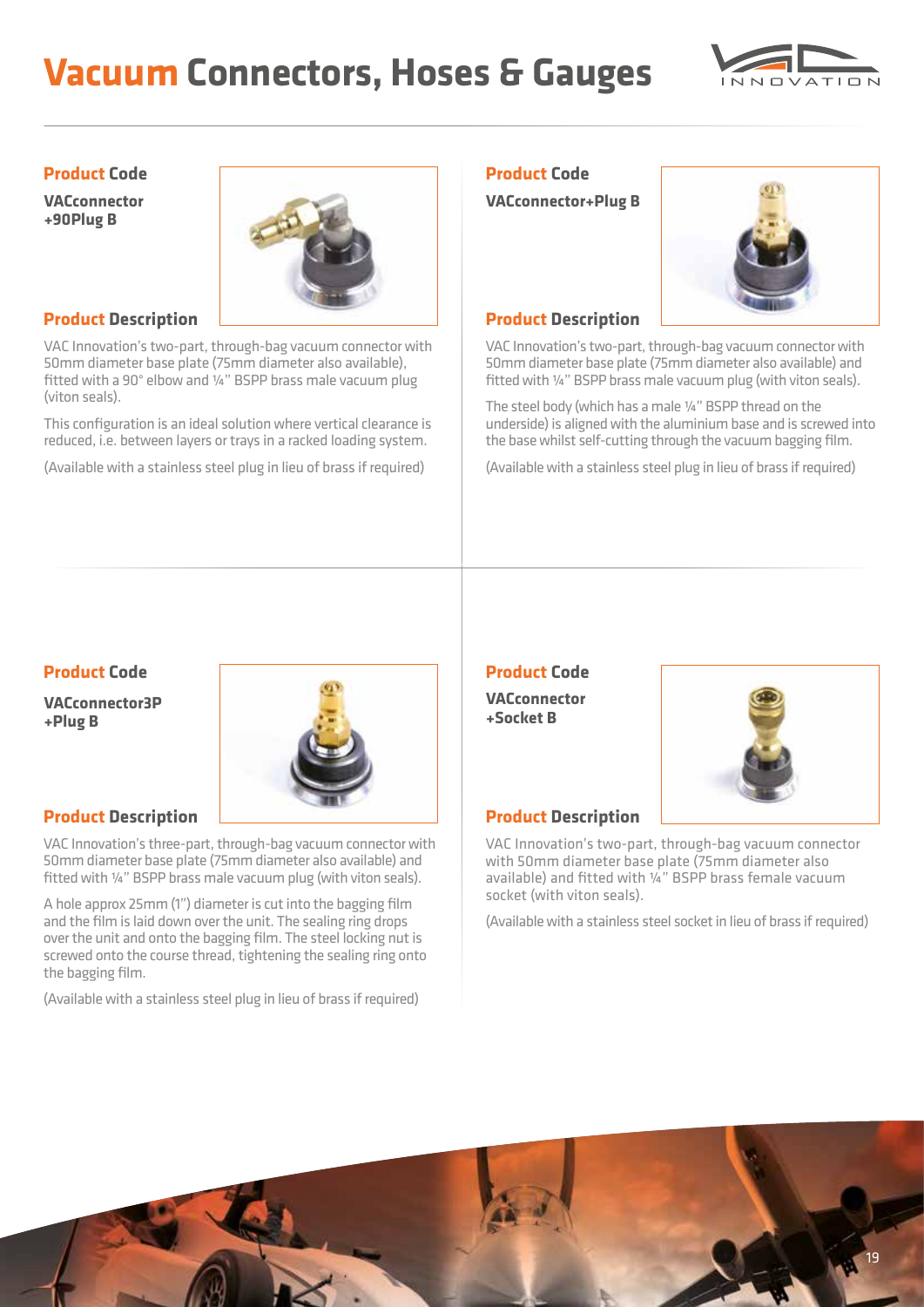# Vacuum Connectors, Hoses & Gauges

## Product Code

**VACconnector +90Plug B**

## Product Description

VAC Innovation's two-part, through-bag vacuum connector with 50mm diameter base plate (75mm diameter also available), fitted with a 90° elbow and ¼" BSPP brass male vacuum plug (viton seals).

This configuration is an ideal solution where vertical clearance is reduced, i.e. between layers or trays in a racked loading system.

(Available with a stainless steel plug in lieu of brass if required)

## Product Code

**VACconnector+Plug B**

## Product Description

VAC Innovation's two-part, through-bag vacuum connector with 50mm diameter base plate (75mm diameter also available) and fitted with ¼" BSPP brass male vacuum plug (with viton seals).

The steel body (which has a male ¼" BSPP thread on the underside) is aligned with the aluminium base and is screwed into the base whilst self-cutting through the vacuum bagging film.

(Available with a stainless steel plug in lieu of brass if required)

## Product Code

**VACconnector3P +Plug B**

## Product Description

VAC Innovation's three-part, through-bag vacuum connector with 50mm diameter base plate (75mm diameter also available) and fitted with ¼" BSPP brass male vacuum plug (with viton seals).

A hole approx 25mm (1") diameter is cut into the bagging film and the film is laid down over the unit. The sealing ring drops over the unit and onto the bagging film. The steel locking nut is screwed onto the course thread, tightening the sealing ring onto the bagging film.

(Available with a stainless steel plug in lieu of brass if required)

## Product Code

**VACconnector +Socket B**

## Product Description

VAC Innovation's two-part, through-bag vacuum connector with 50mm diameter base plate (75mm diameter also available) and fitted with ¼" BSPP brass female vacuum socket (with viton seals).

(Available with a stainless steel socket in lieu of brass if required)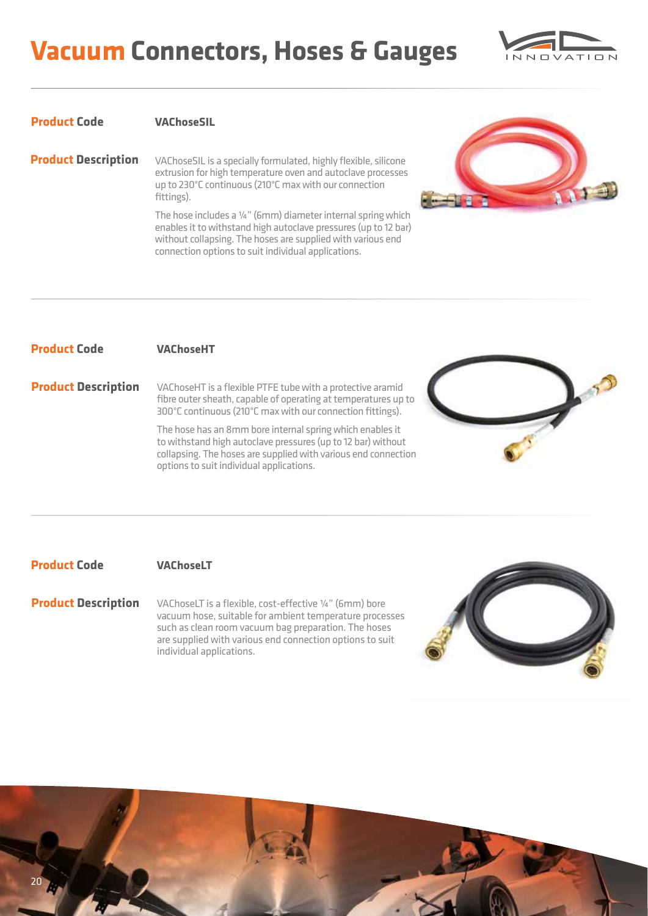# Vacuum Connectors, Hoses & Gauges

**Product Code** VAChoseSIL

**Product Description**

VAChoseSIL is a specially formulated, highly flexible, silicone extrusion for high temperature oven and autoclave processes up to 230°C continuous (210°C max with our connection fittings).

The hose includes a ¼" (6mm) diameter internal spring which enables it to withstand high autoclave pressures (up to 12 bar) without collapsing. The hoses are supplied with various end connection options to suit individual applications.

**Product Code** VAChoseHT

**Product Description**

VAChoseHT is a flexible PTFE tube with a protective aramid fibre outer sheath, capable of operating at temperatures up to 300°C continuous (210°C max with our connection fittings).

The hose has an 8mm bore internal spring which enables it to withstand high autoclave pressures (up to 12 bar) without collapsing. The hoses are supplied with various end connection options to suit individual applications.

**Product Code** VAChoseLT

**Product Description**

VAChoseLT is a flexible, cost-effective ¼" (6mm) bore vacuum hose, suitable for ambient temperature processes such as clean room vacuum bag preparation. The hoses are supplied with various end connection options to suit individual applications.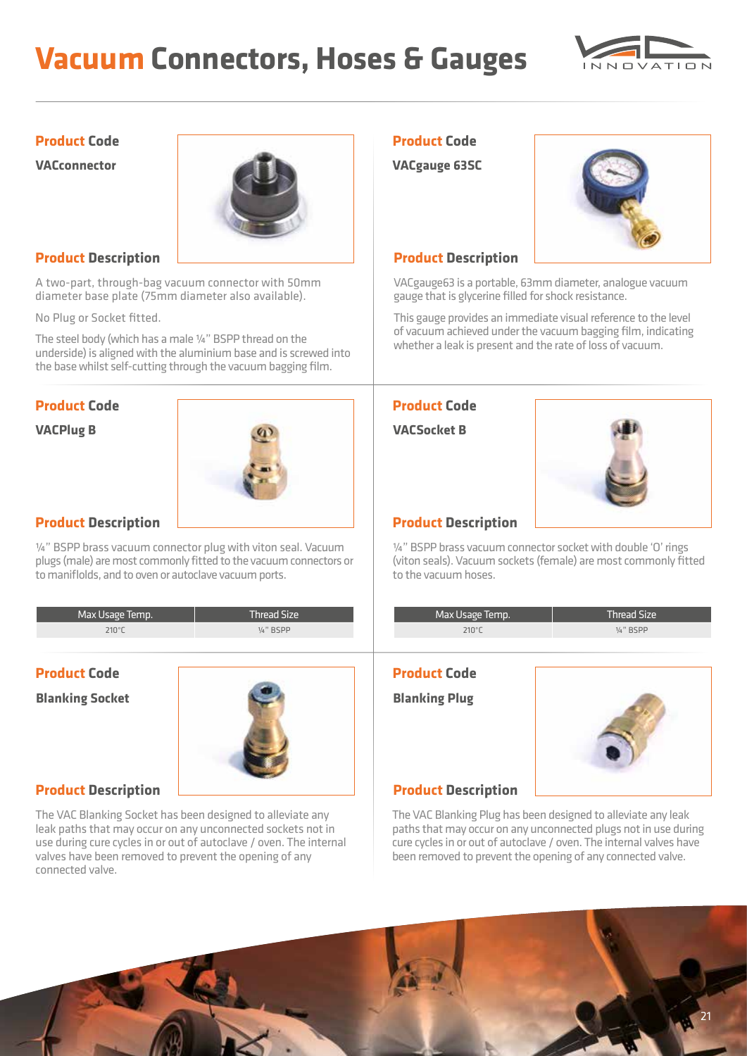# Vacuum Connectors, Hoses & Gauges

**Product Code**

**VACconnector**

**Product Description**

A two-part, through-bag vacuum connector with 50mm diameter base plate (75mm diameter also available).

No Plug or Socket fitted.

The steel body (which has a male ¼" BSPP thread on the underside) is aligned with the aluminium base and is screwed into the base whilst self-cutting through the vacuum bagging film.

**Product Code**

**VACgauge 63SC**

**Product Description**

VACgauge63 is a portable, 63mm diameter, analogue vacuum gauge that is glycerine filled for shock resistance.

This gauge provides an immediate visual reference to the level of vacuum achieved under the vacuum bagging film, indicating whether a leak is present and the rate of loss of vacuum.

**Product Code**

**VACPlug B**

**Product Description**

¼" BSPP brass vacuum connector plug with viton seal. Vacuum plugs (male) are most commonly fitted to the vacuum connectors or to manifloIds, and to oven or autoclave vacuum ports.

| Max Usage Temp. | Thread Size |
|---|---|
| 210°C | ¼" BSPP |

**Product Code**

**VACSocket B**

**Product Description**

¼" BSPP brass vacuum connector socket with double 'O' rings (viton seals). Vacuum sockets (female) are most commonly fitted to the vacuum hoses.

| Max Usage Temp. | Thread Size |
|---|---|
| 210°C | ¼" BSPP |

**Product Code**

**Blanking Socket**

**Product Description**

The VAC Blanking Socket has been designed to alleviate any leak paths that may occur on any unconnected sockets not in use during cure cycles in or out of autoclave / oven. The internal valves have been removed to prevent the opening of any connected valve.

**Product Code**

**Blanking Plug**

**Product Description**

The VAC Blanking Plug has been designed to alleviate any leak paths that may occur on any unconnected plugs not in use during cure cycles in or out of autoclave / oven. The internal valves have been removed to prevent the opening of any connected valve.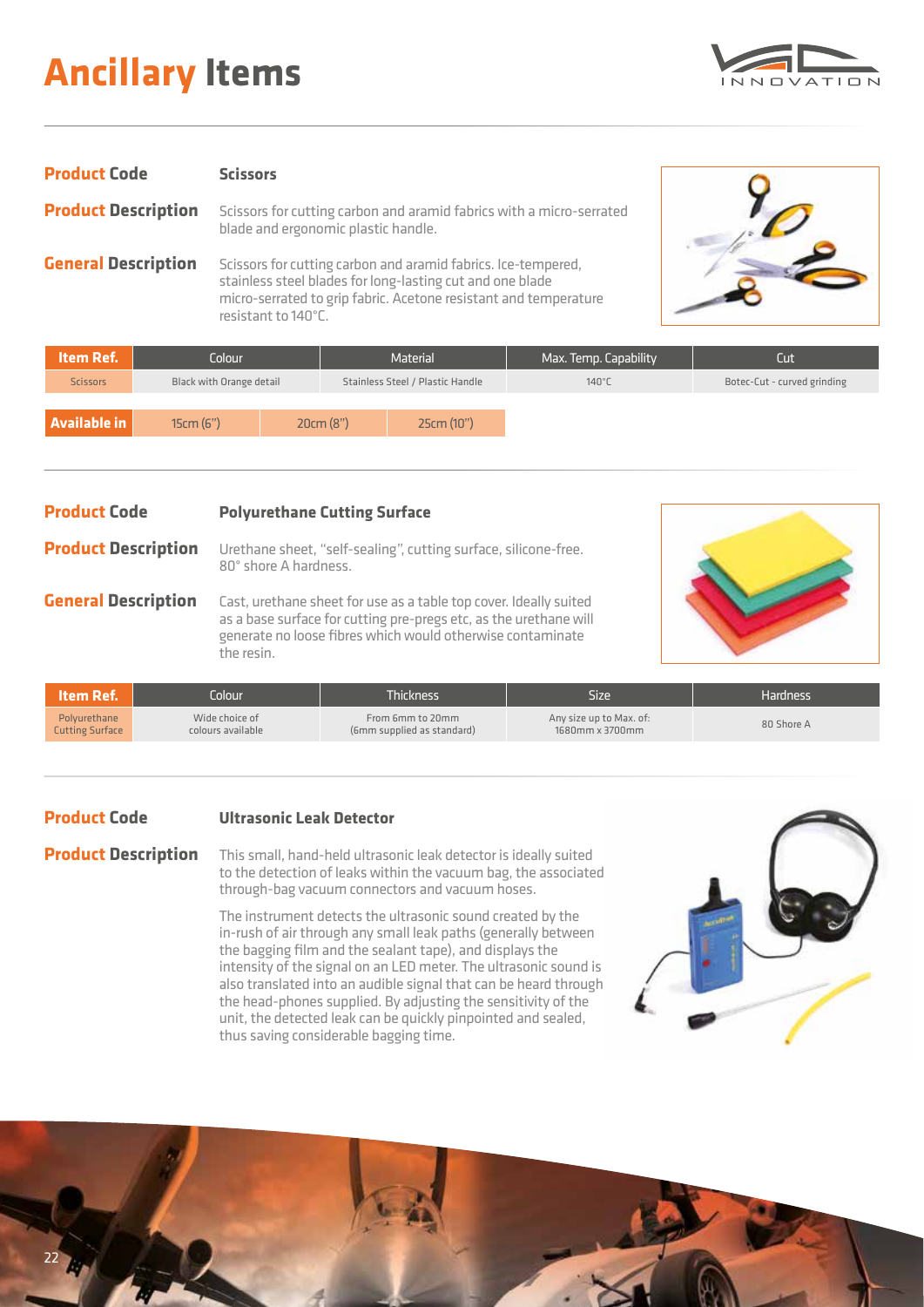# Ancillary Items

**Product Code** Scissors

**Product Description** Scissors for cutting carbon and aramid fabrics with a micro-serrated blade and ergonomic plastic handle.

**General Description** Scissors for cutting carbon and aramid fabrics. Ice-tempered, stainless steel blades for long-lasting cut and one blade micro-serrated to grip fabric. Acetone resistant and temperature resistant to 140°C.

| Item Ref. | Colour | Material | Max. Temp. Capability | Cut |
|---|---|---|---|---|
| Scissors | Black with Orange detail | Stainless Steel / Plastic Handle | 140°C | Botec-Cut - curved grinding |

| Available in | 15cm (6") | 20cm (8") | 25cm (10") |
|---|---|---|---|

---

**Product Code** Polyurethane Cutting Surface

**Product Description** Urethane sheet, "self-sealing", cutting surface, silicone-free. 80° shore A hardness.

**General Description** Cast, urethane sheet for use as a table top cover. Ideally suited as a base surface for cutting pre-pregs etc, as the urethane will generate no loose fibres which would otherwise contaminate the resin.

| Item Ref. | Colour | Thickness | Size | Hardness |
|---|---|---|---|---|
| Polyurethane Cutting Surface | Wide choice of colours available | From 6mm to 20mm (6mm supplied as standard) | Any size up to Max. of: 1680mm x 3700mm | 80 Shore A |

---

**Product Code** Ultrasonic Leak Detector

**Product Description** This small, hand-held ultrasonic leak detector is ideally suited to the detection of leaks within the vacuum bag, the associated through-bag vacuum connectors and vacuum hoses.

The instrument detects the ultrasonic sound created by the in-rush of air through any small leak paths (generally between the bagging film and the sealant tape), and displays the intensity of the signal on an LED meter. The ultrasonic sound is also translated into an audible signal that can be heard through the head-phones supplied. By adjusting the sensitivity of the unit, the detected leak can be quickly pinpointed and sealed, thus saving considerable bagging time.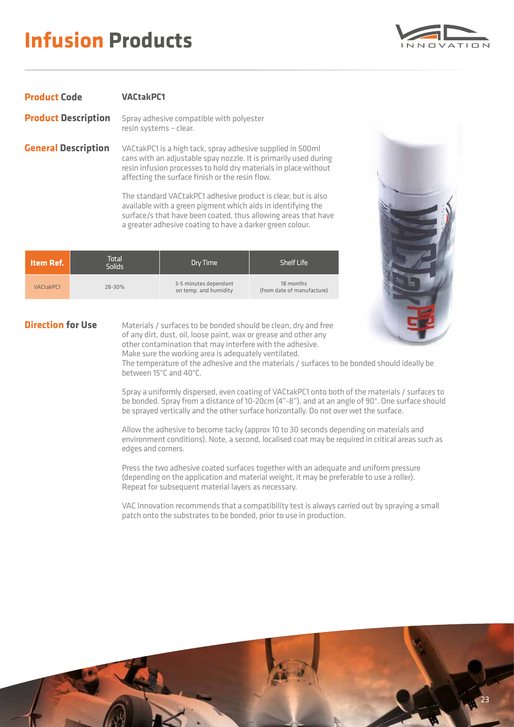# Infusion Products

**Product Code** VACtakPC1

**Product Description** Spray adhesive compatible with polyester resin systems – clear.

**General Description**

VACtakPC1 is a high tack, spray adhesive supplied in 500ml cans with an adjustable spay nozzle. It is primarily used during resin infusion processes to hold dry materials in place without affecting the surface finish or the resin flow.

The standard VACtakPC1 adhesive product is clear, but is also available with a green pigment which aids in identifying the surface/s that have been coated, thus allowing areas that have a greater adhesive coating to have a darker green colour.

| Item Ref. | Total Solids | Dry Time | Shelf Life |
|---|---|---|---|
| VACtakPC1 | 28-30% | 3-5 minutes dependant on temp. and humidity | 18 months (from date of manufacture) |

**Direction for Use**

Materials / surfaces to be bonded should be clean, dry and free of any dirt, dust, oil, loose paint, wax or grease and other any other contamination that may interfere with the adhesive.
Make sure the working area is adequately ventilated.
The temperature of the adhesive and the materials / surfaces to be bonded should ideally be between 15°C and 40°C.

Spray a uniformly dispersed, even coating of VACtakPC1 onto both of the materials / surfaces to be bonded. Spray from a distance of 10-20cm (4"-8"), and at an angle of 90°. One surface should be sprayed vertically and the other surface horizontally. Do not over wet the surface.

Allow the adhesive to become tacky (approx 10 to 30 seconds depending on materials and environment conditions). Note, a second, localised coat may be required in critical areas such as edges and corners.

Press the two adhesive coated surfaces together with an adequate and uniform pressure (depending on the application and material weight, it may be preferable to use a roller). Repeat for subsequent material layers as necessary.

VAC Innovation recommends that a compatibility test is always carried out by spraying a small patch onto the substrates to be bonded, prior to use in production.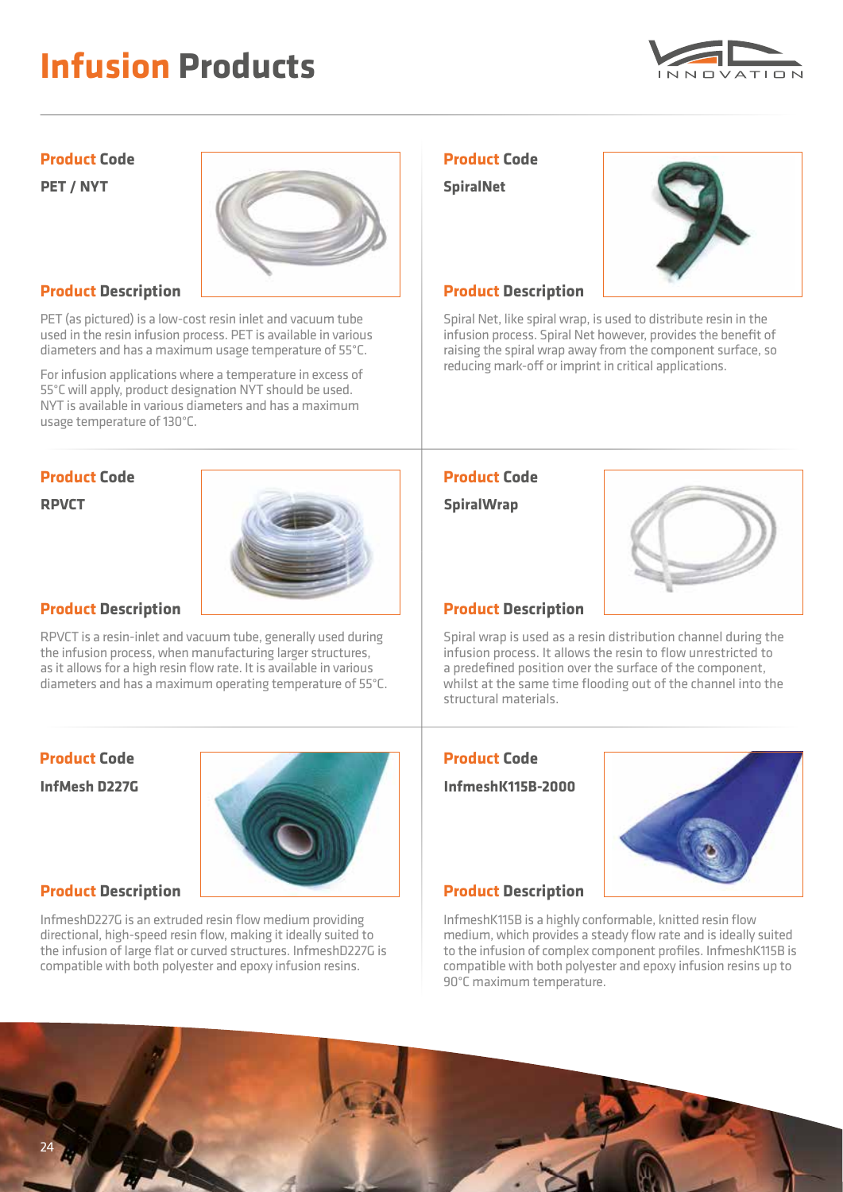# Infusion Products

### Product Code

**PET / NYT**

### Product Description

PET (as pictured) is a low-cost resin inlet and vacuum tube used in the resin infusion process. PET is available in various diameters and has a maximum usage temperature of 55°C.

For infusion applications where a temperature in excess of 55°C will apply, product designation NYT should be used. NYT is available in various diameters and has a maximum usage temperature of 130°C.

### Product Code

**SpiralNet**

### Product Description

Spiral Net, like spiral wrap, is used to distribute resin in the infusion process. Spiral Net however, provides the benefit of raising the spiral wrap away from the component surface, so reducing mark-off or imprint in critical applications.

### Product Code

**RPVCT**

### Product Description

RPVCT is a resin-inlet and vacuum tube, generally used during the infusion process, when manufacturing larger structures, as it allows for a high resin flow rate. It is available in various diameters and has a maximum operating temperature of 55°C.

### Product Code

**SpiralWrap**

### Product Description

Spiral wrap is used as a resin distribution channel during the infusion process. It allows the resin to flow unrestricted to a predefined position over the surface of the component, whilst at the same time flooding out of the channel into the structural materials.

### Product Code

**InfMesh D227G**

### Product Description

InfmeshD227G is an extruded resin flow medium providing directional, high-speed resin flow, making it ideally suited to the infusion of large flat or curved structures. InfmeshD227G is compatible with both polyester and epoxy infusion resins.

### Product Code

**InfmeshK115B-2000**

### Product Description

InfmeshK115B is a highly conformable, knitted resin flow medium, which provides a steady flow rate and is ideally suited to the infusion of complex component profiles. InfmeshK115B is compatible with both polyester and epoxy infusion resins up to 90°C maximum temperature.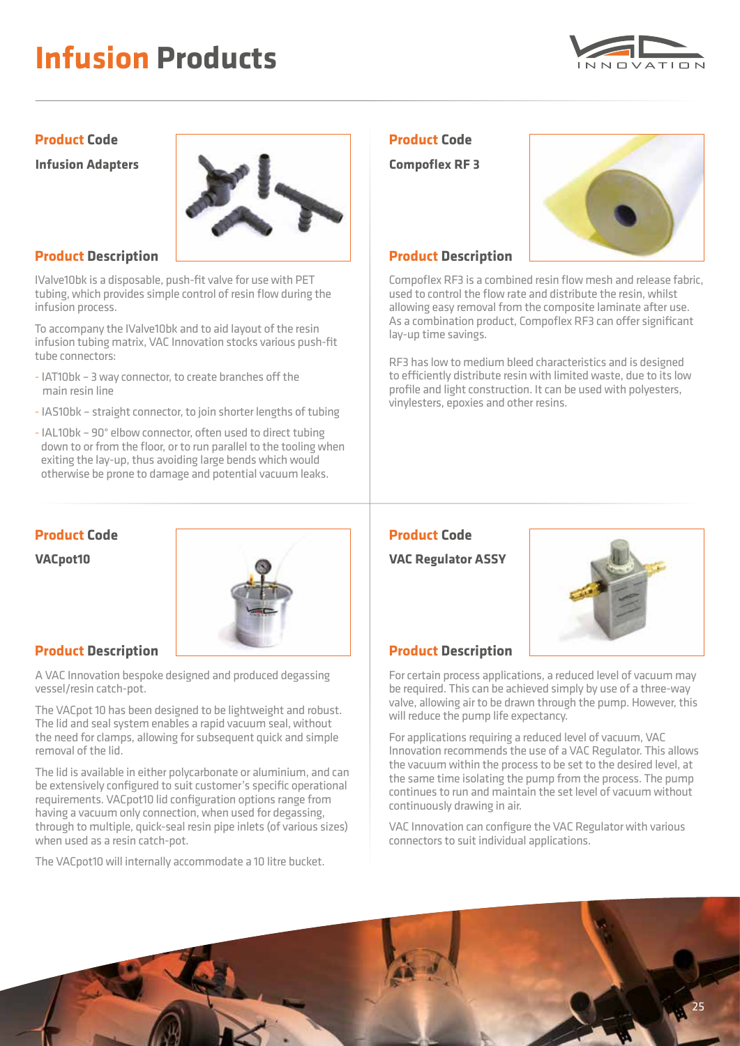# Infusion Products

## Product Code

**Infusion Adapters**

## Product Description

IValve10bk is a disposable, push-fit valve for use with PET tubing, which provides simple control of resin flow during the infusion process.

To accompany the IValve10bk and to aid layout of the resin infusion tubing matrix, VAC Innovation stocks various push-fit tube connectors:

- IAT10bk – 3 way connector, to create branches off the main resin line
- IAS10bk – straight connector, to join shorter lengths of tubing
- IAL10bk – 90° elbow connector, often used to direct tubing down to or from the floor, or to run parallel to the tooling when exiting the lay-up, thus avoiding large bends which would otherwise be prone to damage and potential vacuum leaks.

## Product Code

**Compoflex RF 3**

## Product Description

Compoflex RF3 is a combined resin flow mesh and release fabric, used to control the flow rate and distribute the resin, whilst allowing easy removal from the composite laminate after use. As a combination product, Compoflex RF3 can offer significant lay-up time savings.

RF3 has low to medium bleed characteristics and is designed to efficiently distribute resin with limited waste, due to its low profile and light construction. It can be used with polyesters, vinylesters, epoxies and other resins.

## Product Code

**VACpot10**

## Product Description

A VAC Innovation bespoke designed and produced degassing vessel/resin catch-pot.

The VACpot 10 has been designed to be lightweight and robust. The lid and seal system enables a rapid vacuum seal, without the need for clamps, allowing for subsequent quick and simple removal of the lid.

The lid is available in either polycarbonate or aluminium, and can be extensively configured to suit customer's specific operational requirements. VACpot10 lid configuration options range from having a vacuum only connection, when used for degassing, through to multiple, quick-seal resin pipe inlets (of various sizes) when used as a resin catch-pot.

The VACpot10 will internally accommodate a 10 litre bucket.

## Product Code

**VAC Regulator ASSY**

## Product Description

For certain process applications, a reduced level of vacuum may be required. This can be achieved simply by use of a three-way valve, allowing air to be drawn through the pump. However, this will reduce the pump life expectancy.

For applications requiring a reduced level of vacuum, VAC Innovation recommends the use of a VAC Regulator. This allows the vacuum within the process to be set to the desired level, at the same time isolating the pump from the process. The pump continues to run and maintain the set level of vacuum without continuously drawing in air.

VAC Innovation can configure the VAC Regulator with various connectors to suit individual applications.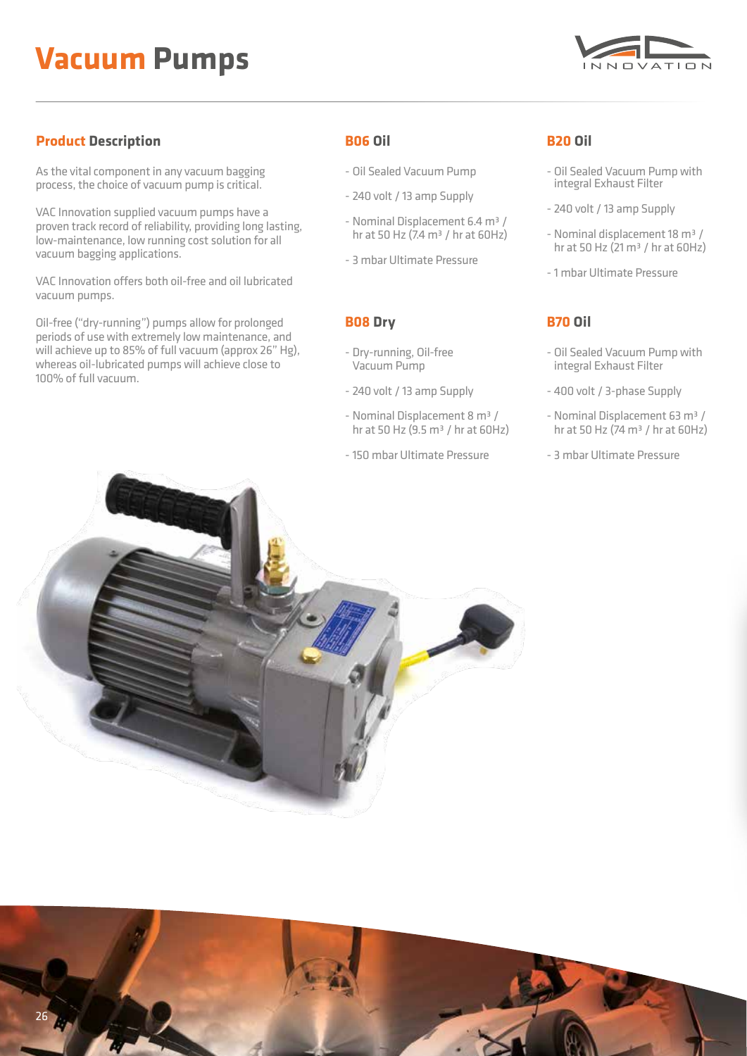# Vacuum Pumps

## Product Description

As the vital component in any vacuum bagging process, the choice of vacuum pump is critical.

VAC Innovation supplied vacuum pumps have a proven track record of reliability, providing long lasting, low-maintenance, low running cost solution for all vacuum bagging applications.

VAC Innovation offers both oil-free and oil lubricated vacuum pumps.

Oil-free ("dry-running") pumps allow for prolonged periods of use with extremely low maintenance, and will achieve up to 85% of full vacuum (approx 26" Hg), whereas oil-lubricated pumps will achieve close to 100% of full vacuum.

## B06 Oil

- Oil Sealed Vacuum Pump
- 240 volt / 13 amp Supply
- Nominal Displacement 6.4 $m^3$ / hr at 50 Hz (7.4 $m^3$ / hr at 60Hz)
- 3 mbar Ultimate Pressure

## B08 Dry

- Dry-running, Oil-free Vacuum Pump
- 240 volt / 13 amp Supply
- Nominal Displacement 8 $m^3$ / hr at 50 Hz (9.5 $m^3$ / hr at 60Hz)
- 150 mbar Ultimate Pressure

## B20 Oil

- Oil Sealed Vacuum Pump with integral Exhaust Filter
- 240 volt / 13 amp Supply
- Nominal displacement 18 $m^3$ / hr at 50 Hz (21 $m^3$ / hr at 60Hz)
- 1 mbar Ultimate Pressure

## B70 Oil

- Oil Sealed Vacuum Pump with integral Exhaust Filter
- 400 volt / 3-phase Supply
- Nominal Displacement 63 $m^3$ / hr at 50 Hz (74 $m^3$ / hr at 60Hz)
- 3 mbar Ultimate Pressure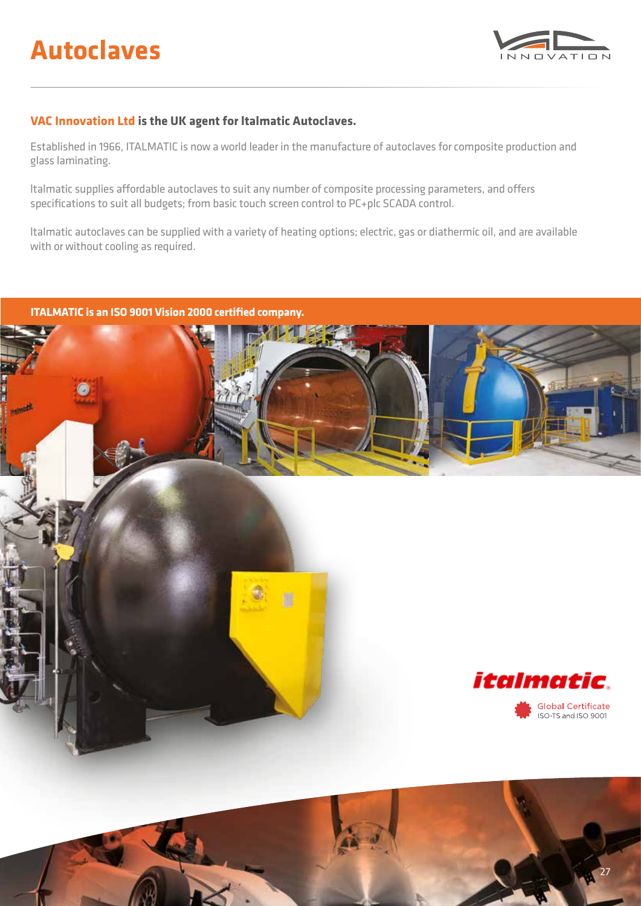# Autoclaves

**VAC Innovation Ltd is the UK agent for Italmatic Autoclaves.**

Established in 1966, ITALMATIC is now a world leader in the manufacture of autoclaves for composite production and glass laminating.

Italmatic supplies affordable autoclaves to suit any number of composite processing parameters, and offers specifications to suit all budgets; from basic touch screen control to PC+plc SCADA control.

Italmatic autoclaves can be supplied with a variety of heating options; electric, gas or diathermic oil, and are available with or without cooling as required.

**ITALMATIC is an ISO 9001 Vision 2000 certified company.**

italmatic

Global Certificate
ISO-TS and ISO 9001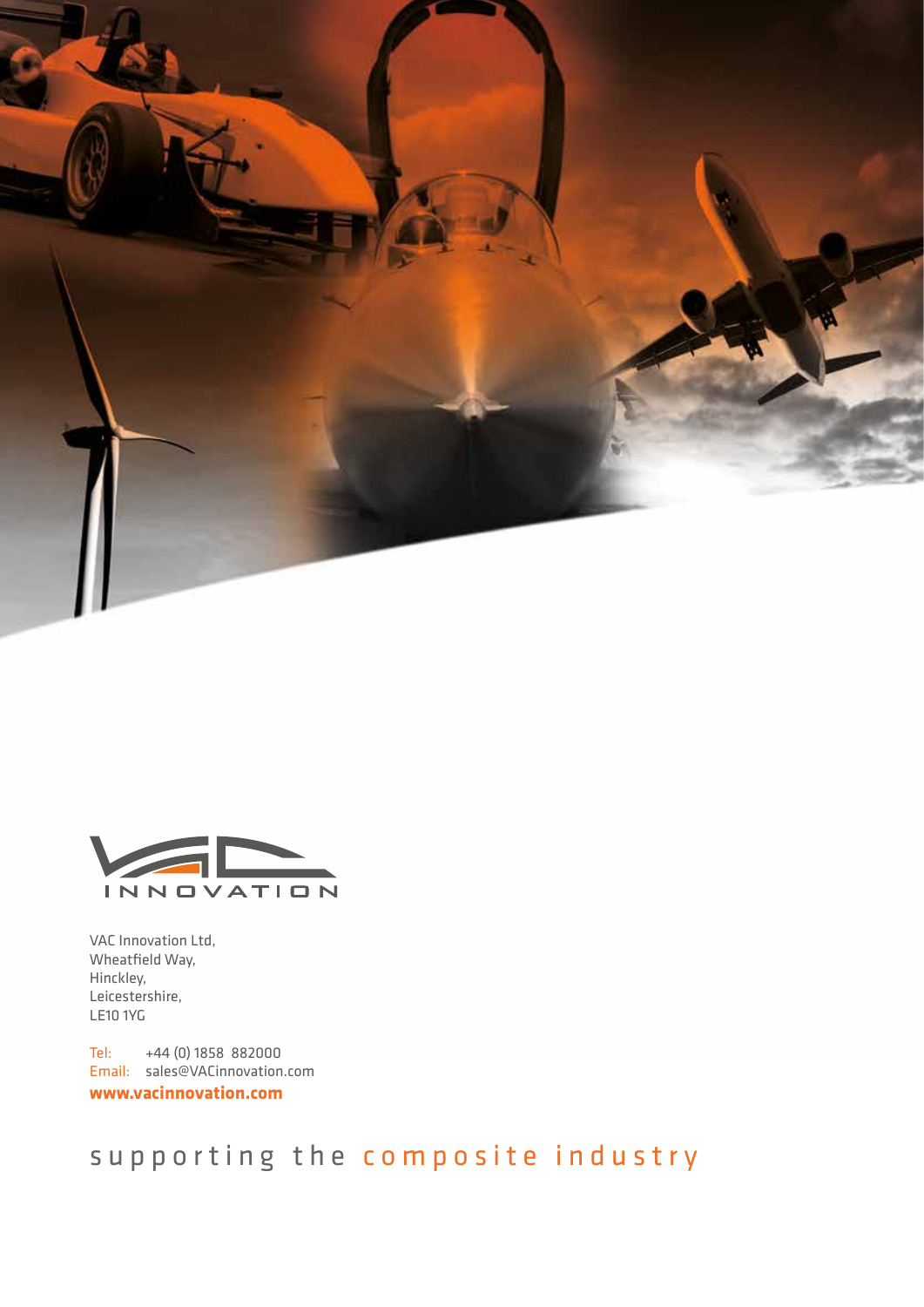INNOVATION

VAC Innovation Ltd,
Wheatfield Way,
Hinckley,
Leicestershire,
LE10 1YG

Tel: +44 (0) 1858 882000
Email: sales@VACinnovation.com
**www.vacinnovation.com**

supporting the composite industry